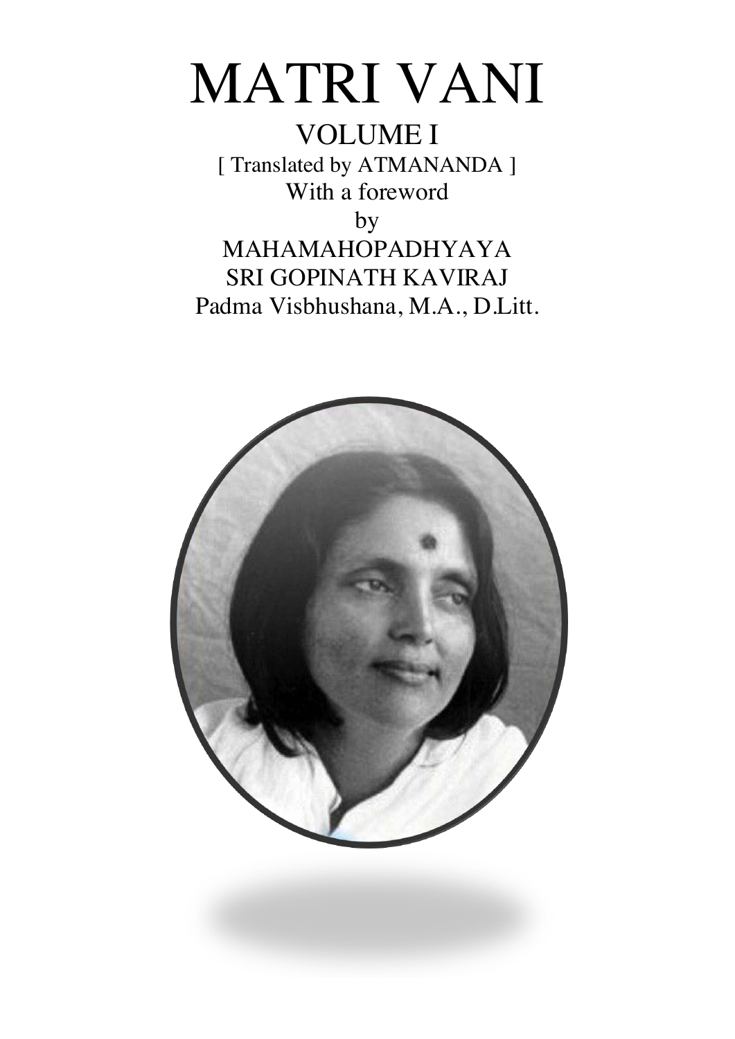# MATRI VANI

VOLUME I

[ Translated by ATMANANDA ]

With a foreword

by

MAHAMAHOPADHYAYA

SRI GOPINATH KAVIRAJ

Padma Visbhushana, M.A., D.Litt.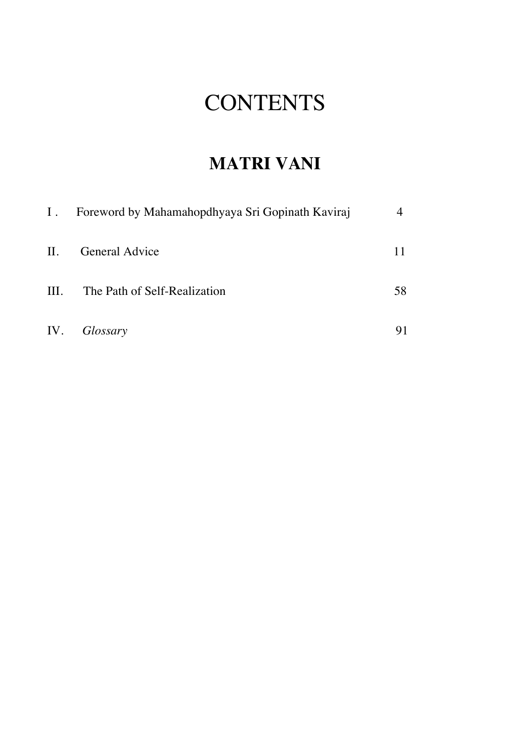# CONTENTS

## MATRI VANI

| | | |
|---|---|---|
| I . | Foreword by Mahamahopdhyaya Sri Gopinath Kaviraj | 4 |
| II. | General Advice | 11 |
| III. | The Path of Self-Realization | 58 |
| IV. | *Glossary* | 91 |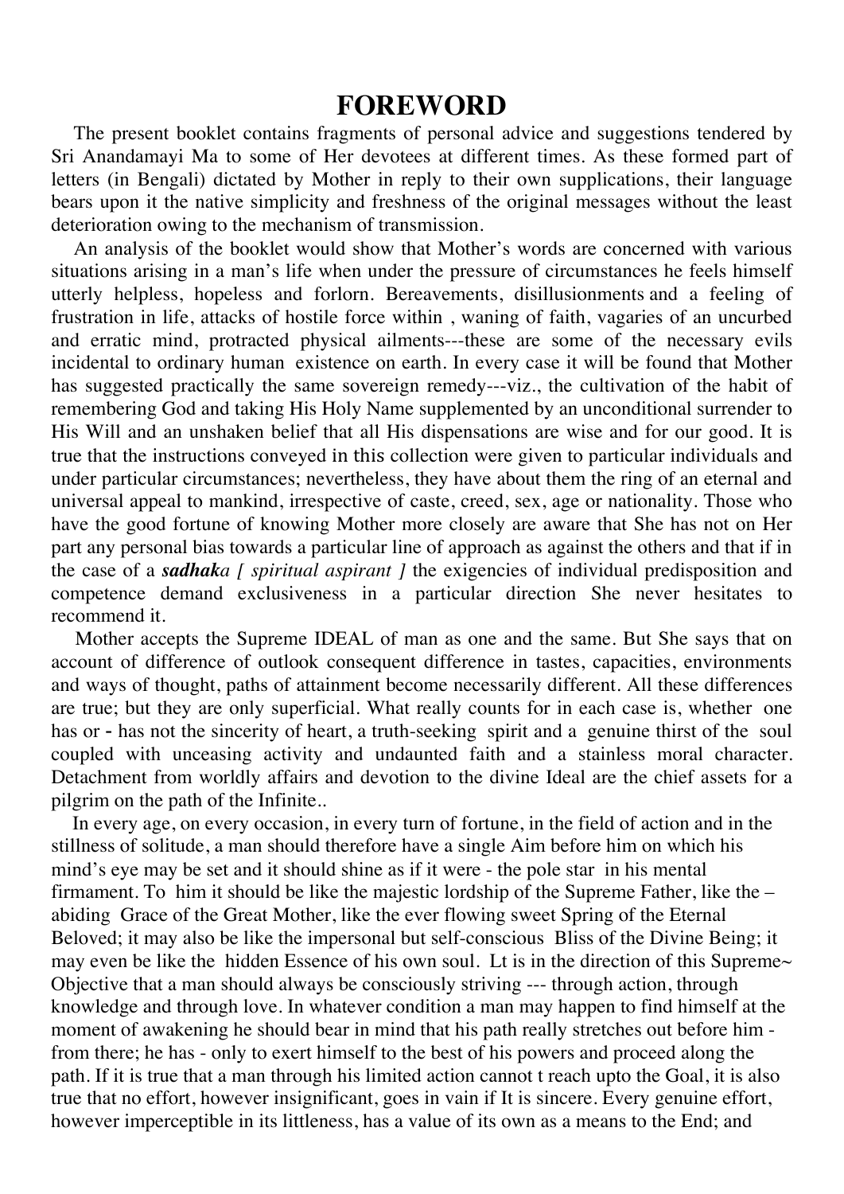# FOREWORD

The present booklet contains fragments of personal advice and suggestions tendered by Sri Anandamayi Ma to some of Her devotees at different times. As these formed part of letters (in Bengali) dictated by Mother in reply to their own supplications, their language bears upon it the native simplicity and freshness of the original messages without the least deterioration owing to the mechanism of transmission.

An analysis of the booklet would show that Mother's words are concerned with various situations arising in a man's life when under the pressure of circumstances he feels himself utterly helpless, hopeless and forlorn. Bereavements, disillusionments and a feeling of frustration in life, attacks of hostile force within , waning of faith, vagaries of an uncurbed and erratic mind, protracted physical ailments---these are some of the necessary evils incidental to ordinary human existence on earth. In every case it will be found that Mother has suggested practically the same sovereign remedy---viz., the cultivation of the habit of remembering God and taking His Holy Name supplemented by an unconditional surrender to His Will and an unshaken belief that all His dispensations are wise and for our good. It is true that the instructions conveyed in this collection were given to particular individuals and under particular circumstances; nevertheless, they have about them the ring of an eternal and universal appeal to mankind, irrespective of caste, creed, sex, age or nationality. Those who have the good fortune of knowing Mother more closely are aware that She has not on Her part any personal bias towards a particular line of approach as against the others and that if in the case of a ***sadhak****a [ spiritual aspirant ]* the exigencies of individual predisposition and competence demand exclusiveness in a particular direction She never hesitates to recommend it.

Mother accepts the Supreme IDEAL of man as one and the same. But She says that on account of difference of outlook consequent difference in tastes, capacities, environments and ways of thought, paths of attainment become necessarily different. All these differences are true; but they are only superficial. What really counts for in each case is, whether one has or - has not the sincerity of heart, a truth-seeking spirit and a genuine thirst of the soul coupled with unceasing activity and undaunted faith and a stainless moral character. Detachment from worldly affairs and devotion to the divine Ideal are the chief assets for a pilgrim on the path of the Infinite..

In every age, on every occasion, in every turn of fortune, in the field of action and in the stillness of solitude, a man should therefore have a single Aim before him on which his mind's eye may be set and it should shine as if it were - the pole star in his mental firmament. To him it should be like the majestic lordship of the Supreme Father, like the – abiding Grace of the Great Mother, like the ever flowing sweet Spring of the Eternal Beloved; it may also be like the impersonal but self-conscious Bliss of the Divine Being; it may even be like the hidden Essence of his own soul. Lt is in the direction of this Supreme~ Objective that a man should always be consciously striving --- through action, through knowledge and through love. In whatever condition a man may happen to find himself at the moment of awakening he should bear in mind that his path really stretches out before him - from there; he has - only to exert himself to the best of his powers and proceed along the path. If it is true that a man through his limited action cannot t reach upto the Goal, it is also true that no effort, however insignificant, goes in vain if It is sincere. Every genuine effort, however imperceptible in its littleness, has a value of its own as a means to the End; and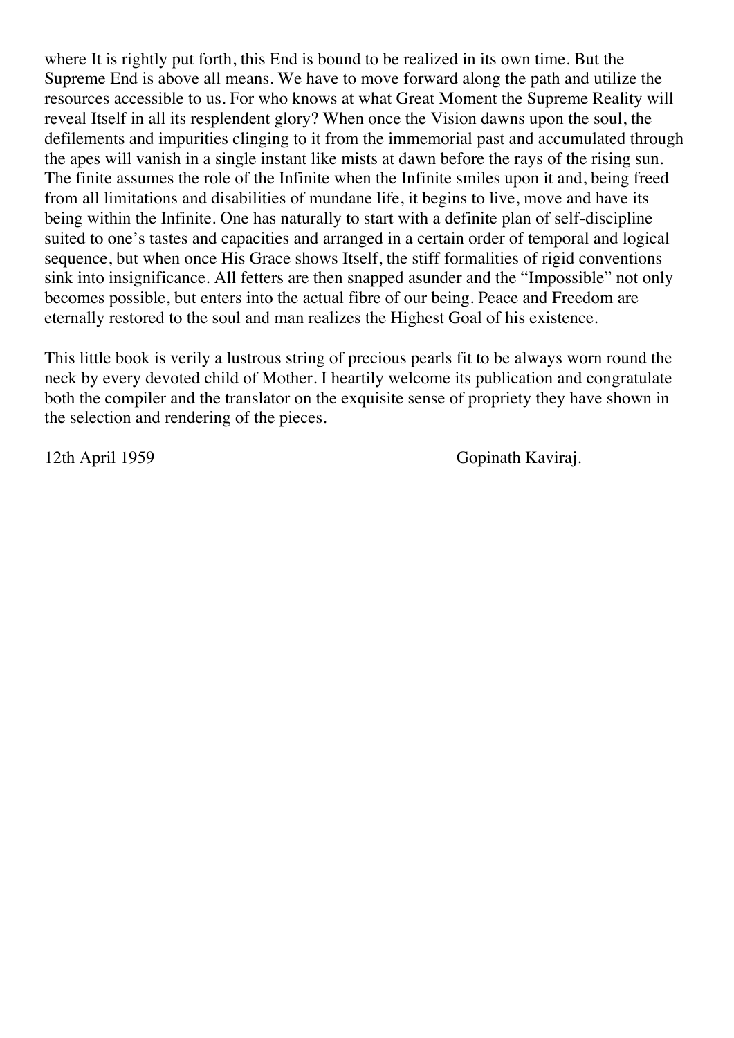where It is rightly put forth, this End is bound to be realized in its own time. But the Supreme End is above all means. We have to move forward along the path and utilize the resources accessible to us. For who knows at what Great Moment the Supreme Reality will reveal Itself in all its resplendent glory? When once the Vision dawns upon the soul, the defilements and impurities clinging to it from the immemorial past and accumulated through the apes will vanish in a single instant like mists at dawn before the rays of the rising sun. The finite assumes the role of the Infinite when the Infinite smiles upon it and, being freed from all limitations and disabilities of mundane life, it begins to live, move and have its being within the Infinite. One has naturally to start with a definite plan of self-discipline suited to one's tastes and capacities and arranged in a certain order of temporal and logical sequence, but when once His Grace shows Itself, the stiff formalities of rigid conventions sink into insignificance. All fetters are then snapped asunder and the "Impossible" not only becomes possible, but enters into the actual fibre of our being. Peace and Freedom are eternally restored to the soul and man realizes the Highest Goal of his existence.

This little book is verily a lustrous string of precious pearls fit to be always worn round the neck by every devoted child of Mother. I heartily welcome its publication and congratulate both the compiler and the translator on the exquisite sense of propriety they have shown in the selection and rendering of the pieces.

12th April 1959 Gopinath Kaviraj.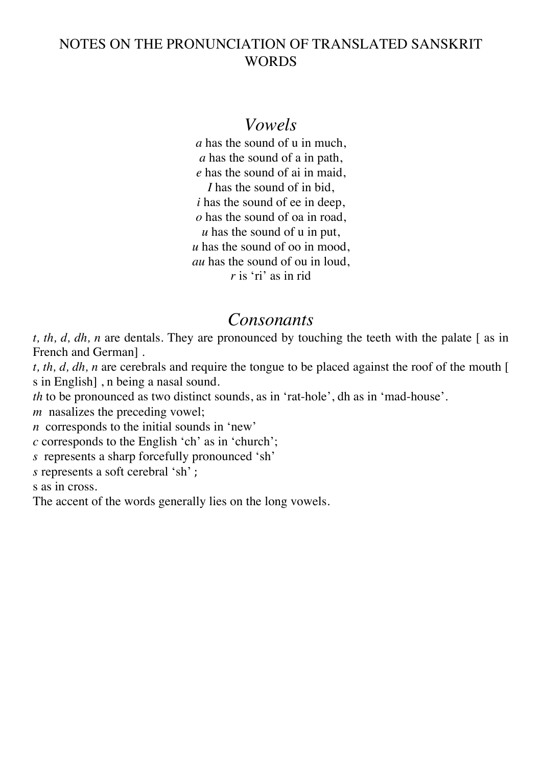# NOTES ON THE PRONUNCIATION OF TRANSLATED SANSKRIT WORDS

## *Vowels*

*a* has the sound of u in much,
*a* has the sound of a in path,
*e* has the sound of ai in maid,
*I* has the sound of in bid,
*i* has the sound of ee in deep,
*o* has the sound of oa in road,
*u* has the sound of u in put,
*u* has the sound of oo in mood,
*au* has the sound of ou in loud,
*r* is 'ri' as in rid

## *Consonants*

*t, th, d, dh, n* are dentals. They are pronounced by touching the teeth with the palate [ as in French and German] .
*t, th, d, dh, n* are cerebrals and require the tongue to be placed against the roof of the mouth [ s in English] , n being a nasal sound.
*th* to be pronounced as two distinct sounds, as in 'rat-hole', dh as in 'mad-house'.
*m* nasalizes the preceding vowel;
*n* corresponds to the initial sounds in 'new'
*c* corresponds to the English 'ch' as in 'church';
*s* represents a sharp forcefully pronounced 'sh'
*s* represents a soft cerebral 'sh' ;
s as in cross.
The accent of the words generally lies on the long vowels.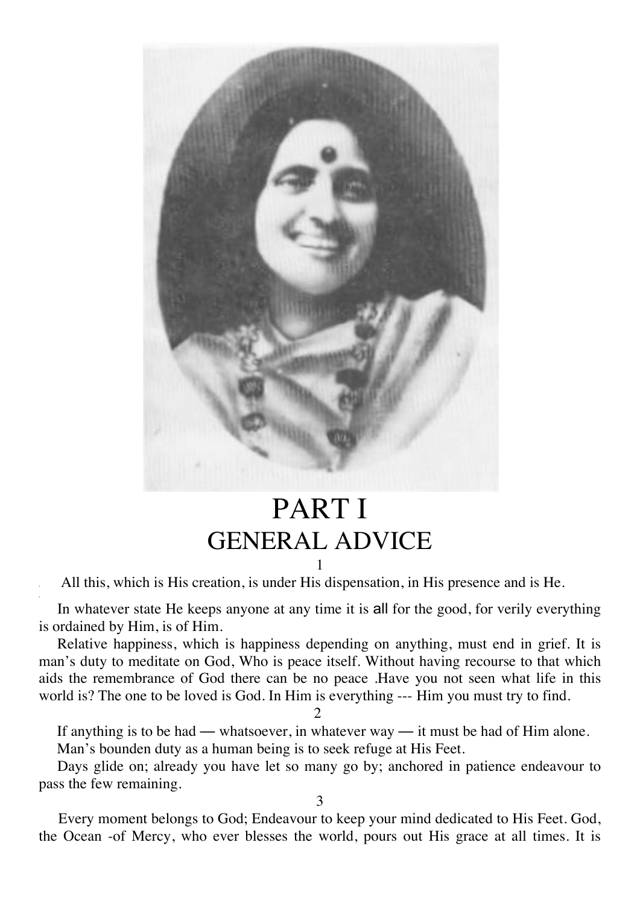# PART I
## GENERAL ADVICE

1

All this, which is His creation, is under His dispensation, in His presence and is He.

In whatever state He keeps anyone at any time it is all for the good, for verily everything is ordained by Him, is of Him.

Relative happiness, which is happiness depending on anything, must end in grief. It is man's duty to meditate on God, Who is peace itself. Without having recourse to that which aids the remembrance of God there can be no peace .Have you not seen what life in this world is? The one to be loved is God. In Him is everything --- Him you must try to find.

2

If anything is to be had — whatsoever, in whatever way — it must be had of Him alone.

Man's bounden duty as a human being is to seek refuge at His Feet.

Days glide on; already you have let so many go by; anchored in patience endeavour to pass the few remaining.

3

Every moment belongs to God; Endeavour to keep your mind dedicated to His Feet. God, the Ocean -of Mercy, who ever blesses the world, pours out His grace at all times. It is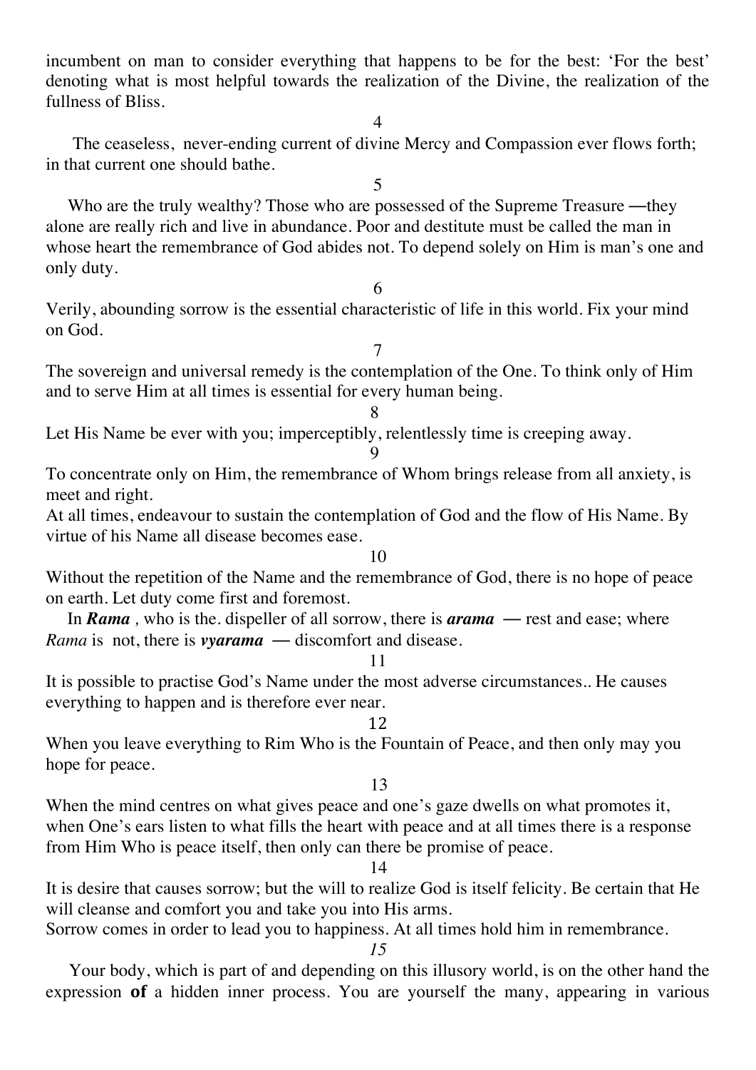incumbent on man to consider everything that happens to be for the best: 'For the best' denoting what is most helpful towards the realization of the Divine, the realization of the fullness of Bliss.

4

The ceaseless, never-ending current of divine Mercy and Compassion ever flows forth; in that current one should bathe.

5

Who are the truly wealthy? Those who are possessed of the Supreme Treasure —they alone are really rich and live in abundance. Poor and destitute must be called the man in whose heart the remembrance of God abides not. To depend solely on Him is man's one and only duty.

6

Verily, abounding sorrow is the essential characteristic of life in this world. Fix your mind on God.

7

The sovereign and universal remedy is the contemplation of the One. To think only of Him and to serve Him at all times is essential for every human being.

8

Let His Name be ever with you; imperceptibly, relentlessly time is creeping away.

9

To concentrate only on Him, the remembrance of Whom brings release from all anxiety, is meet and right.

At all times, endeavour to sustain the contemplation of God and the flow of His Name. By virtue of his Name all disease becomes ease.

10

Without the repetition of the Name and the remembrance of God, there is no hope of peace on earth. Let duty come first and foremost.

In ***Rama*** *,* who is the. dispeller of all sorrow, there is ***arama*** — rest and ease; where *Rama* is not, there is ***vyarama*** — discomfort and disease.

11

It is possible to practise God's Name under the most adverse circumstances.. He causes everything to happen and is therefore ever near.

12

When you leave everything to Rim Who is the Fountain of Peace, and then only may you hope for peace.

13

When the mind centres on what gives peace and one's gaze dwells on what promotes it, when One's ears listen to what fills the heart with peace and at all times there is a response from Him Who is peace itself, then only can there be promise of peace.

14

It is desire that causes sorrow; but the will to realize God is itself felicity. Be certain that He will cleanse and comfort you and take you into His arms.

Sorrow comes in order to lead you to happiness. At all times hold him in remembrance.

*15*

Your body, which is part of and depending on this illusory world, is on the other hand the expression **of** a hidden inner process. You are yourself the many, appearing in various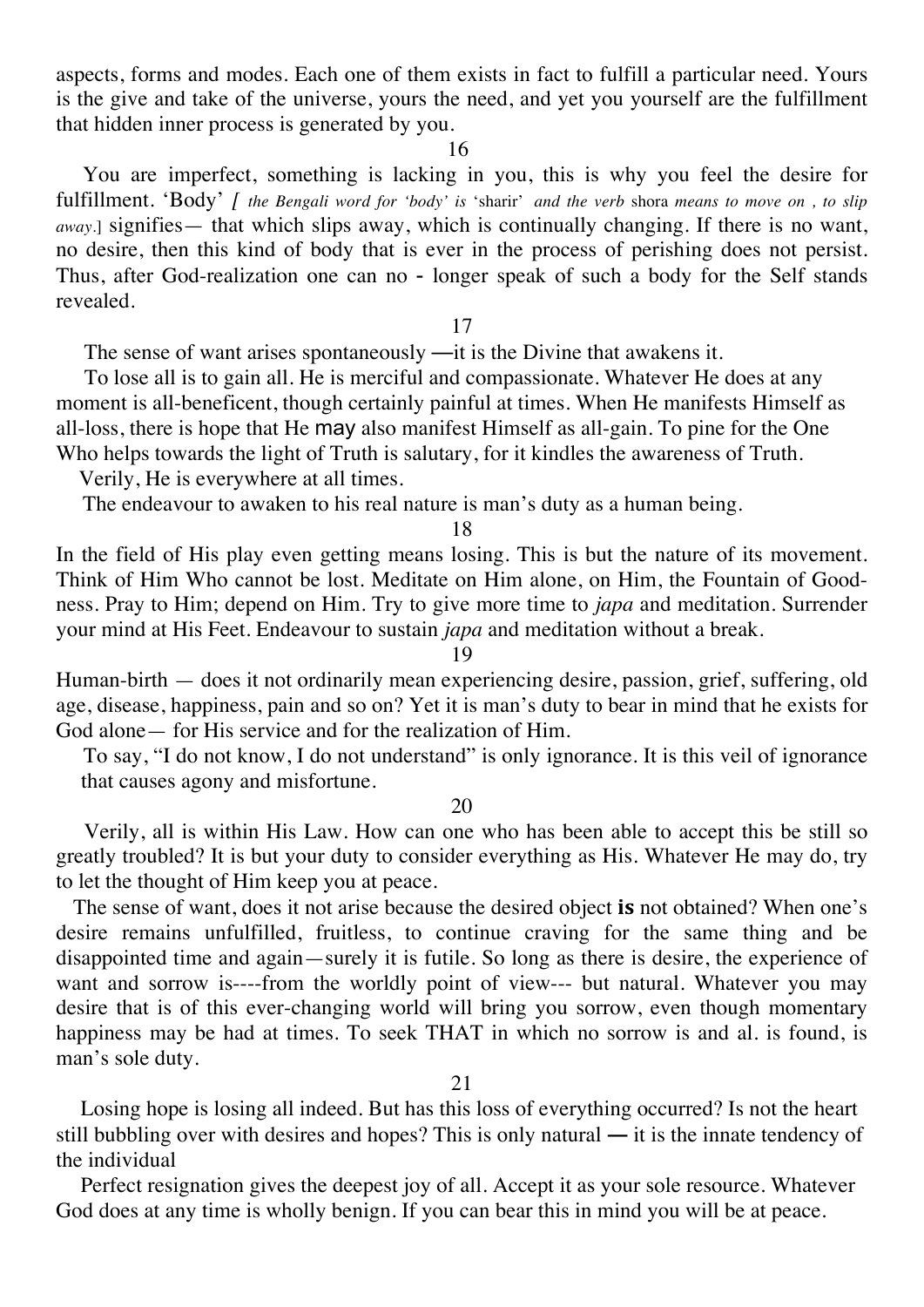aspects, forms and modes. Each one of them exists in fact to fulfill a particular need. Yours is the give and take of the universe, yours the need, and yet you yourself are the fulfillment that hidden inner process is generated by you.

16

You are imperfect, something is lacking in you, this is why you feel the desire for fulfillment. 'Body' [ *the Bengali word for 'body' is* 'sharir' *and the verb* shora *means to move on , to slip away.*] signifies— that which slips away, which is continually changing. If there is no want, no desire, then this kind of body that is ever in the process of perishing does not persist. Thus, after God-realization one can no - longer speak of such a body for the Self stands revealed.

17

The sense of want arises spontaneously —it is the Divine that awakens it.

To lose all is to gain all. He is merciful and compassionate. Whatever He does at any moment is all-beneficent, though certainly painful at times. When He manifests Himself as all-loss, there is hope that He may also manifest Himself as all-gain. To pine for the One Who helps towards the light of Truth is salutary, for it kindles the awareness of Truth.

Verily, He is everywhere at all times.

The endeavour to awaken to his real nature is man's duty as a human being.

18

In the field of His play even getting means losing. This is but the nature of its movement. Think of Him Who cannot be lost. Meditate on Him alone, on Him, the Fountain of Goodness. Pray to Him; depend on Him. Try to give more time to *japa* and meditation. Surrender your mind at His Feet. Endeavour to sustain *japa* and meditation without a break.

19

Human-birth — does it not ordinarily mean experiencing desire, passion, grief, suffering, old age, disease, happiness, pain and so on? Yet it is man's duty to bear in mind that he exists for God alone— for His service and for the realization of Him.

To say, "I do not know, I do not understand" is only ignorance. It is this veil of ignorance that causes agony and misfortune.

20

Verily, all is within His Law. How can one who has been able to accept this be still so greatly troubled? It is but your duty to consider everything as His. Whatever He may do, try to let the thought of Him keep you at peace.

The sense of want, does it not arise because the desired object **is** not obtained? When one's desire remains unfulfilled, fruitless, to continue craving for the same thing and be disappointed time and again—surely it is futile. So long as there is desire, the experience of want and sorrow is----from the worldly point of view--- but natural. Whatever you may desire that is of this ever-changing world will bring you sorrow, even though momentary happiness may be had at times. To seek THAT in which no sorrow is and al. is found, is man's sole duty.

21

Losing hope is losing all indeed. But has this loss of everything occurred? Is not the heart still bubbling over with desires and hopes? This is only natural — it is the innate tendency of the individual

Perfect resignation gives the deepest joy of all. Accept it as your sole resource. Whatever God does at any time is wholly benign. If you can bear this in mind you will be at peace.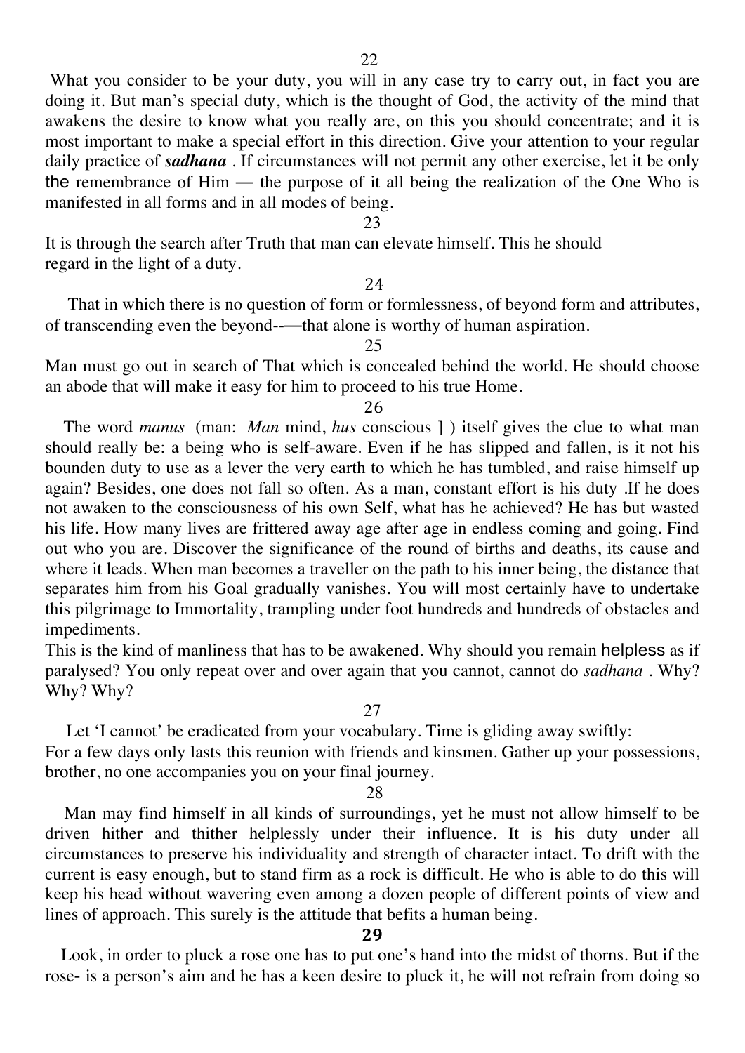22

What you consider to be your duty, you will in any case try to carry out, in fact you are doing it. But man's special duty, which is the thought of God, the activity of the mind that awakens the desire to know what you really are, on this you should concentrate; and it is most important to make a special effort in this direction. Give your attention to your regular daily practice of ***sadhana*** . If circumstances will not permit any other exercise, let it be only the remembrance of Him — the purpose of it all being the realization of the One Who is manifested in all forms and in all modes of being.

23

It is through the search after Truth that man can elevate himself. This he should regard in the light of a duty.

24

That in which there is no question of form or formlessness, of beyond form and attributes, of transcending even the beyond-—that alone is worthy of human aspiration.

25

Man must go out in search of That which is concealed behind the world. He should choose an abode that will make it easy for him to proceed to his true Home.

26

The word *manus* (man: *Man* mind, *hus* conscious ] ) itself gives the clue to what man should really be: a being who is self-aware. Even if he has slipped and fallen, is it not his bounden duty to use as a lever the very earth to which he has tumbled, and raise himself up again? Besides, one does not fall so often. As a man, constant effort is his duty .If he does not awaken to the consciousness of his own Self, what has he achieved? He has but wasted his life. How many lives are frittered away age after age in endless coming and going. Find out who you are. Discover the significance of the round of births and deaths, its cause and where it leads. When man becomes a traveller on the path to his inner being, the distance that separates him from his Goal gradually vanishes. You will most certainly have to undertake this pilgrimage to Immortality, trampling under foot hundreds and hundreds of obstacles and impediments.

This is the kind of manliness that has to be awakened. Why should you remain helpless as if paralysed? You only repeat over and over again that you cannot, cannot do *sadhana* . Why? Why? Why?

27

Let 'I cannot' be eradicated from your vocabulary. Time is gliding away swiftly:
For a few days only lasts this reunion with friends and kinsmen. Gather up your possessions, brother, no one accompanies you on your final journey.

28

Man may find himself in all kinds of surroundings, yet he must not allow himself to be driven hither and thither helplessly under their influence. It is his duty under all circumstances to preserve his individuality and strength of character intact. To drift with the current is easy enough, but to stand firm as a rock is difficult. He who is able to do this will keep his head without wavering even among a dozen people of different points of view and lines of approach. This surely is the attitude that befits a human being.

**29**

Look, in order to pluck a rose one has to put one's hand into the midst of thorns. But if the rose- is a person's aim and he has a keen desire to pluck it, he will not refrain from doing so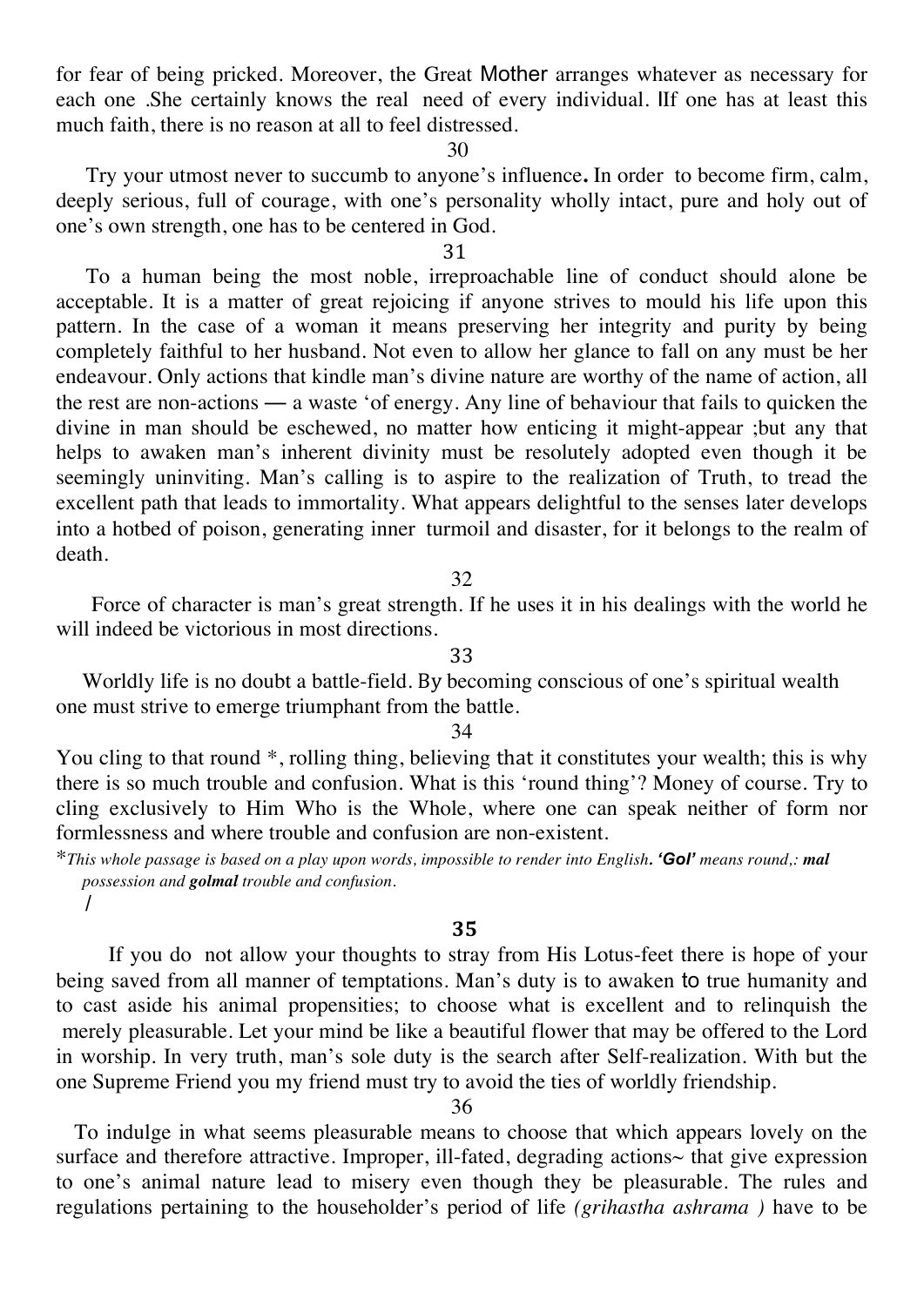for fear of being pricked. Moreover, the Great Mother arranges whatever as necessary for each one .She certainly knows the real need of every individual. IIf one has at least this much faith, there is no reason at all to feel distressed.

30

Try your utmost never to succumb to anyone's influence**.** In order to become firm, calm, deeply serious, full of courage, with one's personality wholly intact, pure and holy out of one's own strength, one has to be centered in God.

31

To a human being the most noble, irreproachable line of conduct should alone be acceptable. It is a matter of great rejoicing if anyone strives to mould his life upon this pattern. In the case of a woman it means preserving her integrity and purity by being completely faithful to her husband. Not even to allow her glance to fall on any must be her endeavour. Only actions that kindle man's divine nature are worthy of the name of action, all the rest are non-actions — a waste 'of energy. Any line of behaviour that fails to quicken the divine in man should be eschewed, no matter how enticing it might-appear ;but any that helps to awaken man's inherent divinity must be resolutely adopted even though it be seemingly uninviting. Man's calling is to aspire to the realization of Truth, to tread the excellent path that leads to immortality. What appears delightful to the senses later develops into a hotbed of poison, generating inner turmoil and disaster, for it belongs to the realm of death.

32

Force of character is man's great strength. If he uses it in his dealings with the world he will indeed be victorious in most directions.

33

Worldly life is no doubt a battle-field. By becoming conscious of one's spiritual wealth one must strive to emerge triumphant from the battle.

34

You cling to that round *, rolling thing, believing that it constitutes your wealth; this is why there is so much trouble and confusion. What is this 'round thing'? Money of course. Try to cling exclusively to Him Who is the Whole, where one can speak neither of form nor formlessness and where trouble and confusion are non-existent.

**This whole passage is based on a play upon words, impossible to render into English.* ***'Gol'*** *means round,:* ***mal*** *possession and* ***golmal*** *trouble and confusion.*

/

**35**

If you do not allow your thoughts to stray from His Lotus-feet there is hope of your being saved from all manner of temptations. Man's duty is to awaken to true humanity and to cast aside his animal propensities; to choose what is excellent and to relinquish the merely pleasurable. Let your mind be like a beautiful flower that may be offered to the Lord in worship. In very truth, man's sole duty is the search after Self-realization. With but the one Supreme Friend you my friend must try to avoid the ties of worldly friendship.

36

To indulge in what seems pleasurable means to choose that which appears lovely on the surface and therefore attractive. Improper, ill-fated, degrading actions~ that give expression to one's animal nature lead to misery even though they be pleasurable. The rules and regulations pertaining to the householder's period of life *(grihastha ashrama )* have to be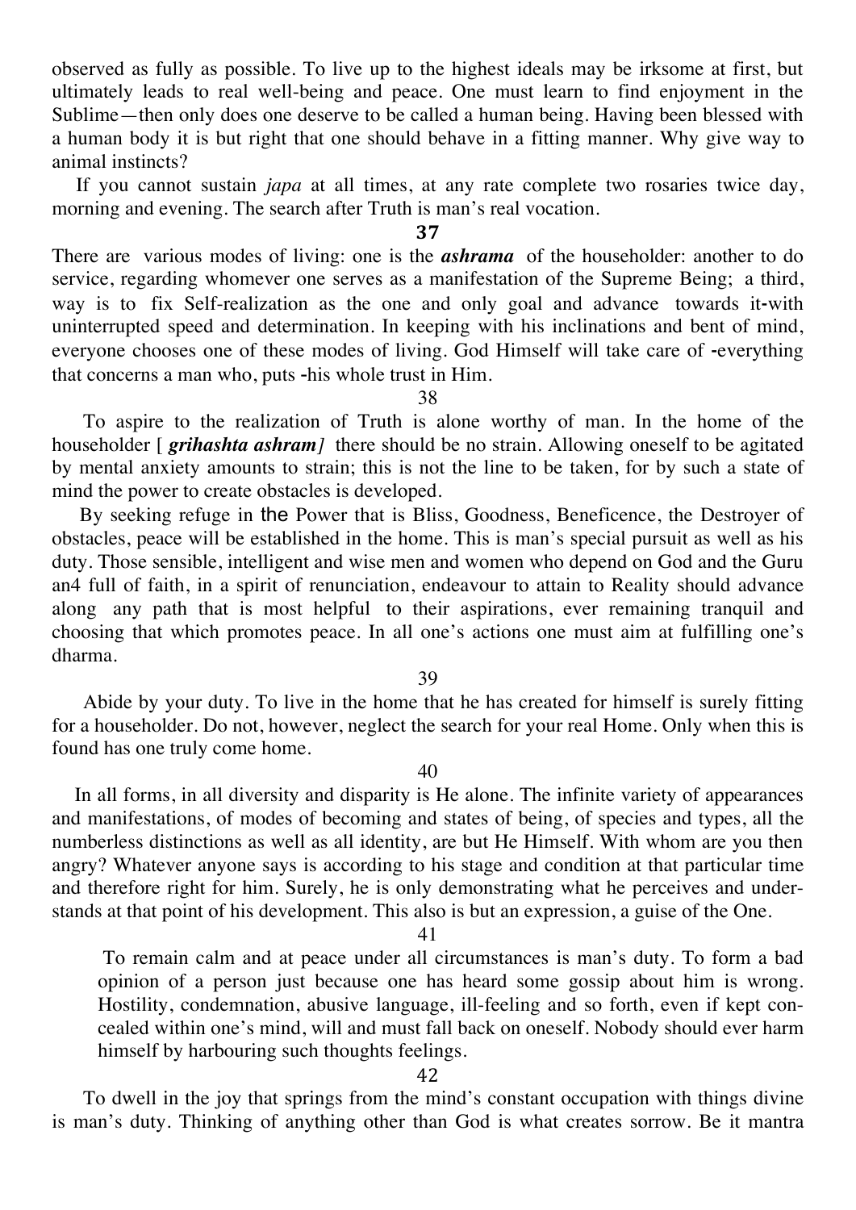observed as fully as possible. To live up to the highest ideals may be irksome at first, but ultimately leads to real well-being and peace. One must learn to find enjoyment in the Sublime—then only does one deserve to be called a human being. Having been blessed with a human body it is but right that one should behave in a fitting manner. Why give way to animal instincts?

If you cannot sustain *japa* at all times, at any rate complete two rosaries twice day, morning and evening. The search after Truth is man's real vocation.

**37**

There are various modes of living: one is the ***ashrama*** of the householder: another to do service, regarding whomever one serves as a manifestation of the Supreme Being; a third, way is to fix Self-realization as the one and only goal and advance towards it-with uninterrupted speed and determination. In keeping with his inclinations and bent of mind, everyone chooses one of these modes of living. God Himself will take care of -everything that concerns a man who, puts -his whole trust in Him.

38

To aspire to the realization of Truth is alone worthy of man. In the home of the householder [ ***grihashta ashram]*** there should be no strain. Allowing oneself to be agitated by mental anxiety amounts to strain; this is not the line to be taken, for by such a state of mind the power to create obstacles is developed.

By seeking refuge in the Power that is Bliss, Goodness, Beneficence, the Destroyer of obstacles, peace will be established in the home. This is man's special pursuit as well as his duty. Those sensible, intelligent and wise men and women who depend on God and the Guru an4 full of faith, in a spirit of renunciation, endeavour to attain to Reality should advance along any path that is most helpful to their aspirations, ever remaining tranquil and choosing that which promotes peace. In all one's actions one must aim at fulfilling one's dharma.

39

Abide by your duty. To live in the home that he has created for himself is surely fitting for a householder. Do not, however, neglect the search for your real Home. Only when this is found has one truly come home.

40

In all forms, in all diversity and disparity is He alone. The infinite variety of appearances and manifestations, of modes of becoming and states of being, of species and types, all the numberless distinctions as well as all identity, are but He Himself. With whom are you then angry? Whatever anyone says is according to his stage and condition at that particular time and therefore right for him. Surely, he is only demonstrating what he perceives and understands at that point of his development. This also is but an expression, a guise of the One.

41

To remain calm and at peace under all circumstances is man's duty. To form a bad opinion of a person just because one has heard some gossip about him is wrong. Hostility, condemnation, abusive language, ill-feeling and so forth, even if kept concealed within one's mind, will and must fall back on oneself. Nobody should ever harm himself by harbouring such thoughts feelings.

42

To dwell in the joy that springs from the mind's constant occupation with things divine is man's duty. Thinking of anything other than God is what creates sorrow. Be it mantra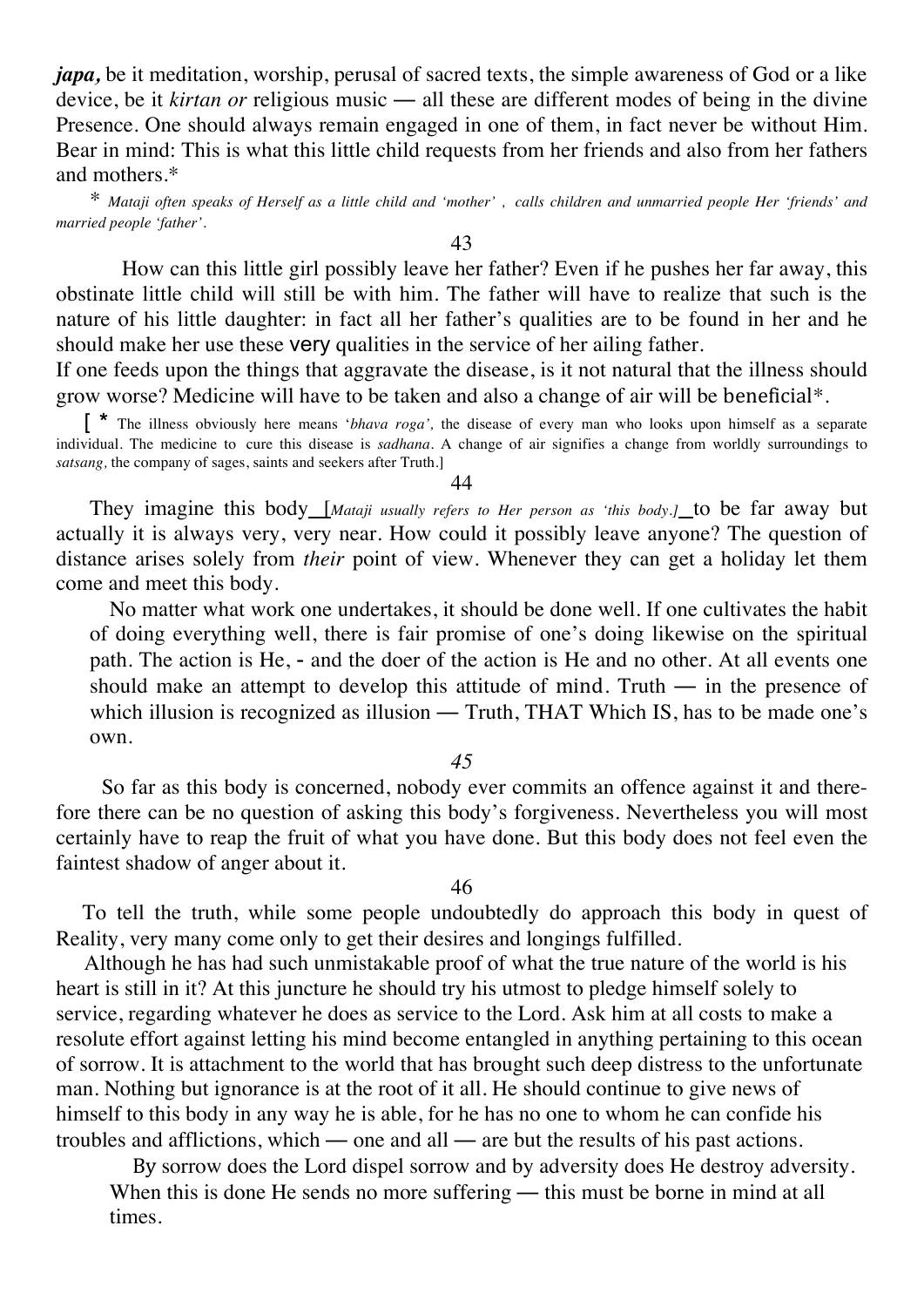***japa,*** be it meditation, worship, perusal of sacred texts, the simple awareness of God or a like device, be it *kirtan or* religious music — all these are different modes of being in the divine Presence. One should always remain engaged in one of them, in fact never be without Him. Bear in mind: This is what this little child requests from her friends and also from her fathers and mothers.*

* *Mataji often speaks of Herself as a little child and 'mother' , calls children and unmarried people Her 'friends' and married people 'father'.*

43

How can this little girl possibly leave her father? Even if he pushes her far away, this obstinate little child will still be with him. The father will have to realize that such is the nature of his little daughter: in fact all her father's qualities are to be found in her and he should make her use these very qualities in the service of her ailing father.

If one feeds upon the things that aggravate the disease, is it not natural that the illness should grow worse? Medicine will have to be taken and also a change of air will be beneficial*.

[ * The illness obviously here means '*bhava roga',* the disease of every man who looks upon himself as a separate individual. The medicine to cure this disease is *sadhana*. A change of air signifies a change from worldly surroundings to *satsang,* the company of sages, saints and seekers after Truth.]

44

They imagine this body [*Mataji usually refers to Her person as 'this body.]* to be far away but actually it is always very, very near. How could it possibly leave anyone? The question of distance arises solely from *their* point of view. Whenever they can get a holiday let them come and meet this body.

No matter what work one undertakes, it should be done well. If one cultivates the habit of doing everything well, there is fair promise of one's doing likewise on the spiritual path. The action is He, - and the doer of the action is He and no other. At all events one should make an attempt to develop this attitude of mind. Truth — in the presence of which illusion is recognized as illusion — Truth, THAT Which IS, has to be made one's own.

*45*

So far as this body is concerned, nobody ever commits an offence against it and therefore there can be no question of asking this body's forgiveness. Nevertheless you will most certainly have to reap the fruit of what you have done. But this body does not feel even the faintest shadow of anger about it.

46

To tell the truth, while some people undoubtedly do approach this body in quest of Reality, very many come only to get their desires and longings fulfilled.

Although he has had such unmistakable proof of what the true nature of the world is his heart is still in it? At this juncture he should try his utmost to pledge himself solely to service, regarding whatever he does as service to the Lord. Ask him at all costs to make a resolute effort against letting his mind become entangled in anything pertaining to this ocean of sorrow. It is attachment to the world that has brought such deep distress to the unfortunate man. Nothing but ignorance is at the root of it all. He should continue to give news of himself to this body in any way he is able, for he has no one to whom he can confide his troubles and afflictions, which — one and all — are but the results of his past actions.

By sorrow does the Lord dispel sorrow and by adversity does He destroy adversity. When this is done He sends no more suffering — this must be borne in mind at all times.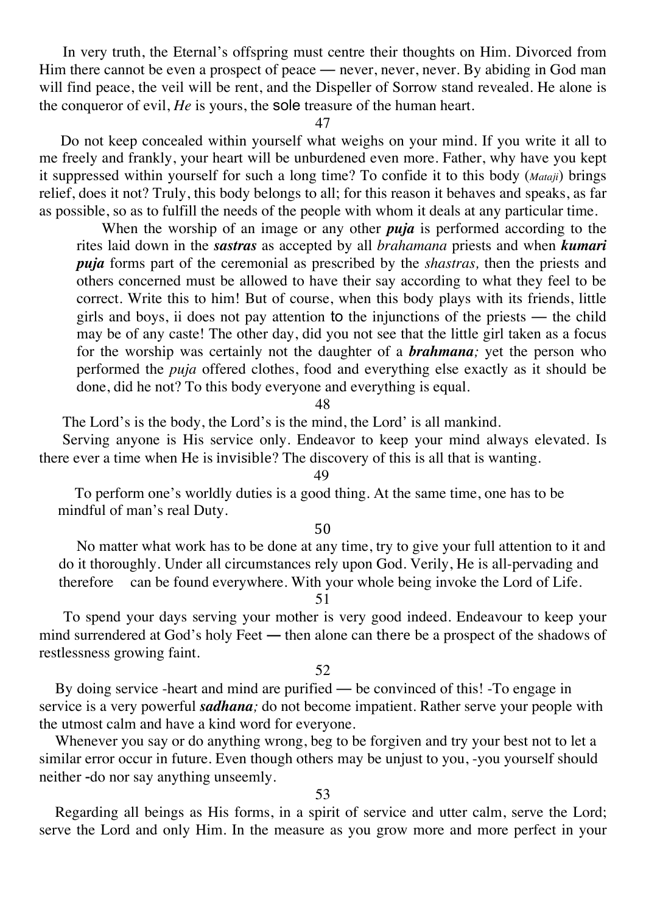In very truth, the Eternal's offspring must centre their thoughts on Him. Divorced from Him there cannot be even a prospect of peace — never, never, never. By abiding in God man will find peace, the veil will be rent, and the Dispeller of Sorrow stand revealed. He alone is the conqueror of evil, *He* is yours, the sole treasure of the human heart.

47

Do not keep concealed within yourself what weighs on your mind. If you write it all to me freely and frankly, your heart will be unburdened even more. Father, why have you kept it suppressed within yourself for such a long time? To confide it to this body (*Mataji*) brings relief, does it not? Truly, this body belongs to all; for this reason it behaves and speaks, as far as possible, so as to fulfill the needs of the people with whom it deals at any particular time.

When the worship of an image or any other ***puja*** is performed according to the rites laid down in the ***sastras*** as accepted by all *brahamana* priests and when ***kumari puja*** forms part of the ceremonial as prescribed by the *shastras,* then the priests and others concerned must be allowed to have their say according to what they feel to be correct. Write this to him! But of course, when this body plays with its friends, little girls and boys, ii does not pay attention to the injunctions of the priests — the child may be of any caste! The other day, did you not see that the little girl taken as a focus for the worship was certainly not the daughter of a ***brahmana;*** yet the person who performed the *puja* offered clothes, food and everything else exactly as it should be done, did he not? To this body everyone and everything is equal.

48

The Lord's is the body, the Lord's is the mind, the Lord' is all mankind.

Serving anyone is His service only. Endeavor to keep your mind always elevated. Is there ever a time when He is invisible? The discovery of this is all that is wanting.

49

To perform one's worldly duties is a good thing. At the same time, one has to be mindful of man's real Duty.

50

No matter what work has to be done at any time, try to give your full attention to it and do it thoroughly. Under all circumstances rely upon God. Verily, He is all-pervading and therefore can be found everywhere. With your whole being invoke the Lord of Life.

51

To spend your days serving your mother is very good indeed. Endeavour to keep your mind surrendered at God's holy Feet — then alone can there be a prospect of the shadows of restlessness growing faint.

52

By doing service -heart and mind are purified — be convinced of this! -To engage in service is a very powerful ***sadhana;*** do not become impatient. Rather serve your people with the utmost calm and have a kind word for everyone.

Whenever you say or do anything wrong, beg to be forgiven and try your best not to let a similar error occur in future. Even though others may be unjust to you, -you yourself should neither -do nor say anything unseemly.

53

Regarding all beings as His forms, in a spirit of service and utter calm, serve the Lord; serve the Lord and only Him. In the measure as you grow more and more perfect in your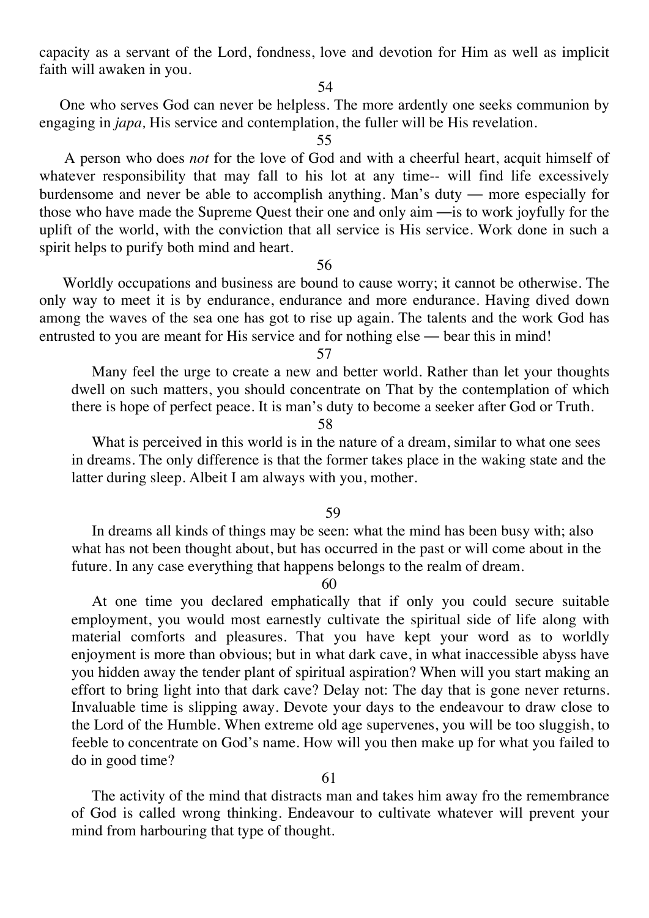capacity as a servant of the Lord, fondness, love and devotion for Him as well as implicit faith will awaken in you.

54

One who serves God can never be helpless. The more ardently one seeks communion by engaging in *japa,* His service and contemplation, the fuller will be His revelation.

55

A person who does *not* for the love of God and with a cheerful heart, acquit himself of whatever responsibility that may fall to his lot at any time-- will find life excessively burdensome and never be able to accomplish anything. Man's duty — more especially for those who have made the Supreme Quest their one and only aim —is to work joyfully for the uplift of the world, with the conviction that all service is His service. Work done in such a spirit helps to purify both mind and heart.

56

Worldly occupations and business are bound to cause worry; it cannot be otherwise. The only way to meet it is by endurance, endurance and more endurance. Having dived down among the waves of the sea one has got to rise up again. The talents and the work God has entrusted to you are meant for His service and for nothing else — bear this in mind!

57

Many feel the urge to create a new and better world. Rather than let your thoughts dwell on such matters, you should concentrate on That by the contemplation of which there is hope of perfect peace. It is man's duty to become a seeker after God or Truth.

58

What is perceived in this world is in the nature of a dream, similar to what one sees in dreams. The only difference is that the former takes place in the waking state and the latter during sleep. Albeit I am always with you, mother.

59

In dreams all kinds of things may be seen: what the mind has been busy with; also what has not been thought about, but has occurred in the past or will come about in the future. In any case everything that happens belongs to the realm of dream.

60

At one time you declared emphatically that if only you could secure suitable employment, you would most earnestly cultivate the spiritual side of life along with material comforts and pleasures. That you have kept your word as to worldly enjoyment is more than obvious; but in what dark cave, in what inaccessible abyss have you hidden away the tender plant of spiritual aspiration? When will you start making an effort to bring light into that dark cave? Delay not: The day that is gone never returns. Invaluable time is slipping away. Devote your days to the endeavour to draw close to the Lord of the Humble. When extreme old age supervenes, you will be too sluggish, to feeble to concentrate on God's name. How will you then make up for what you failed to do in good time?

61

The activity of the mind that distracts man and takes him away fro the remembrance of God is called wrong thinking. Endeavour to cultivate whatever will prevent your mind from harbouring that type of thought.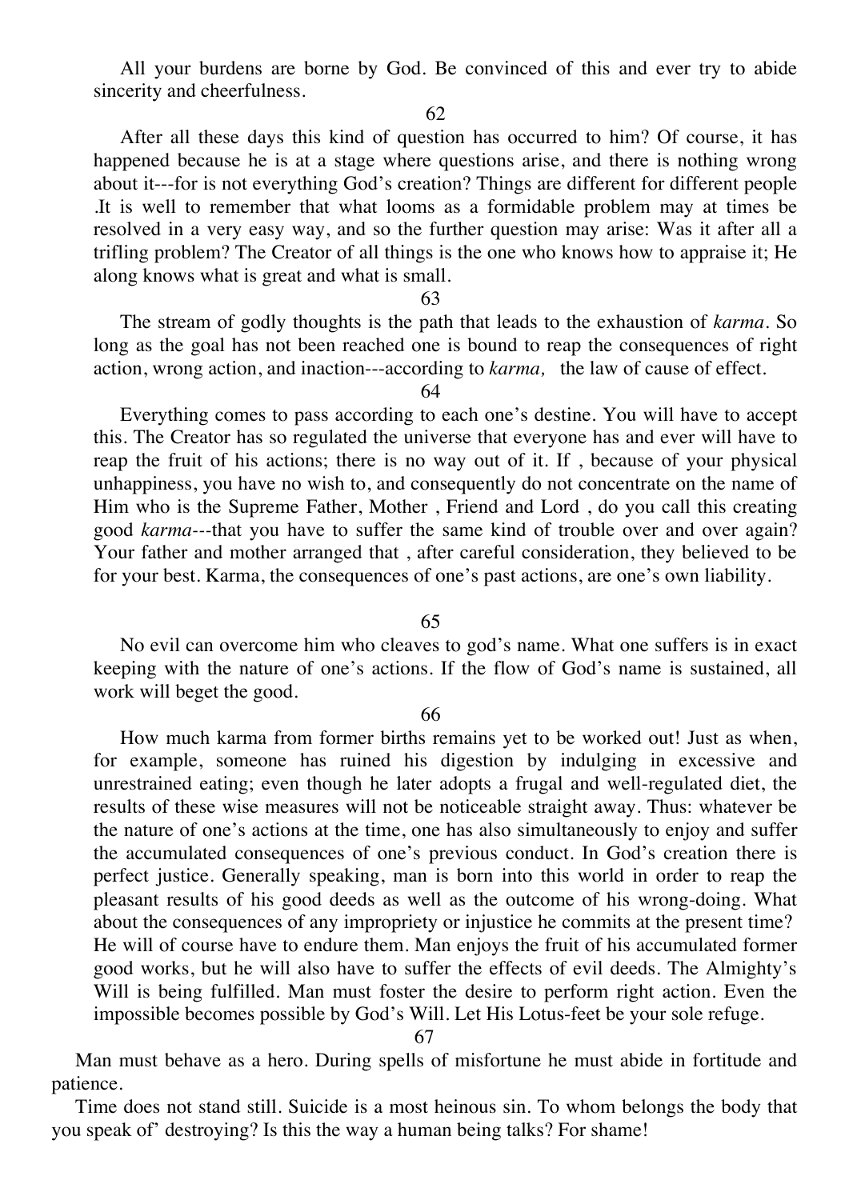All your burdens are borne by God. Be convinced of this and ever try to abide sincerity and cheerfulness.

62

After all these days this kind of question has occurred to him? Of course, it has happened because he is at a stage where questions arise, and there is nothing wrong about it---for is not everything God's creation? Things are different for different people .It is well to remember that what looms as a formidable problem may at times be resolved in a very easy way, and so the further question may arise: Was it after all a trifling problem? The Creator of all things is the one who knows how to appraise it; He along knows what is great and what is small.

63

The stream of godly thoughts is the path that leads to the exhaustion of *karma*. So long as the goal has not been reached one is bound to reap the consequences of right action, wrong action, and inaction---according to *karma,* the law of cause of effect.

64

Everything comes to pass according to each one's destine. You will have to accept this. The Creator has so regulated the universe that everyone has and ever will have to reap the fruit of his actions; there is no way out of it. If , because of your physical unhappiness, you have no wish to, and consequently do not concentrate on the name of Him who is the Supreme Father, Mother , Friend and Lord , do you call this creating good *karma*---that you have to suffer the same kind of trouble over and over again? Your father and mother arranged that , after careful consideration, they believed to be for your best. Karma, the consequences of one's past actions, are one's own liability.

65

No evil can overcome him who cleaves to god's name. What one suffers is in exact keeping with the nature of one's actions. If the flow of God's name is sustained, all work will beget the good.

66

How much karma from former births remains yet to be worked out! Just as when, for example, someone has ruined his digestion by indulging in excessive and unrestrained eating; even though he later adopts a frugal and well-regulated diet, the results of these wise measures will not be noticeable straight away. Thus: whatever be the nature of one's actions at the time, one has also simultaneously to enjoy and suffer the accumulated consequences of one's previous conduct. In God's creation there is perfect justice. Generally speaking, man is born into this world in order to reap the pleasant results of his good deeds as well as the outcome of his wrong-doing. What about the consequences of any impropriety or injustice he commits at the present time? He will of course have to endure them. Man enjoys the fruit of his accumulated former good works, but he will also have to suffer the effects of evil deeds. The Almighty's Will is being fulfilled. Man must foster the desire to perform right action. Even the impossible becomes possible by God's Will. Let His Lotus-feet be your sole refuge.

67

Man must behave as a hero. During spells of misfortune he must abide in fortitude and patience.

Time does not stand still. Suicide is a most heinous sin. To whom belongs the body that you speak of' destroying? Is this the way a human being talks? For shame!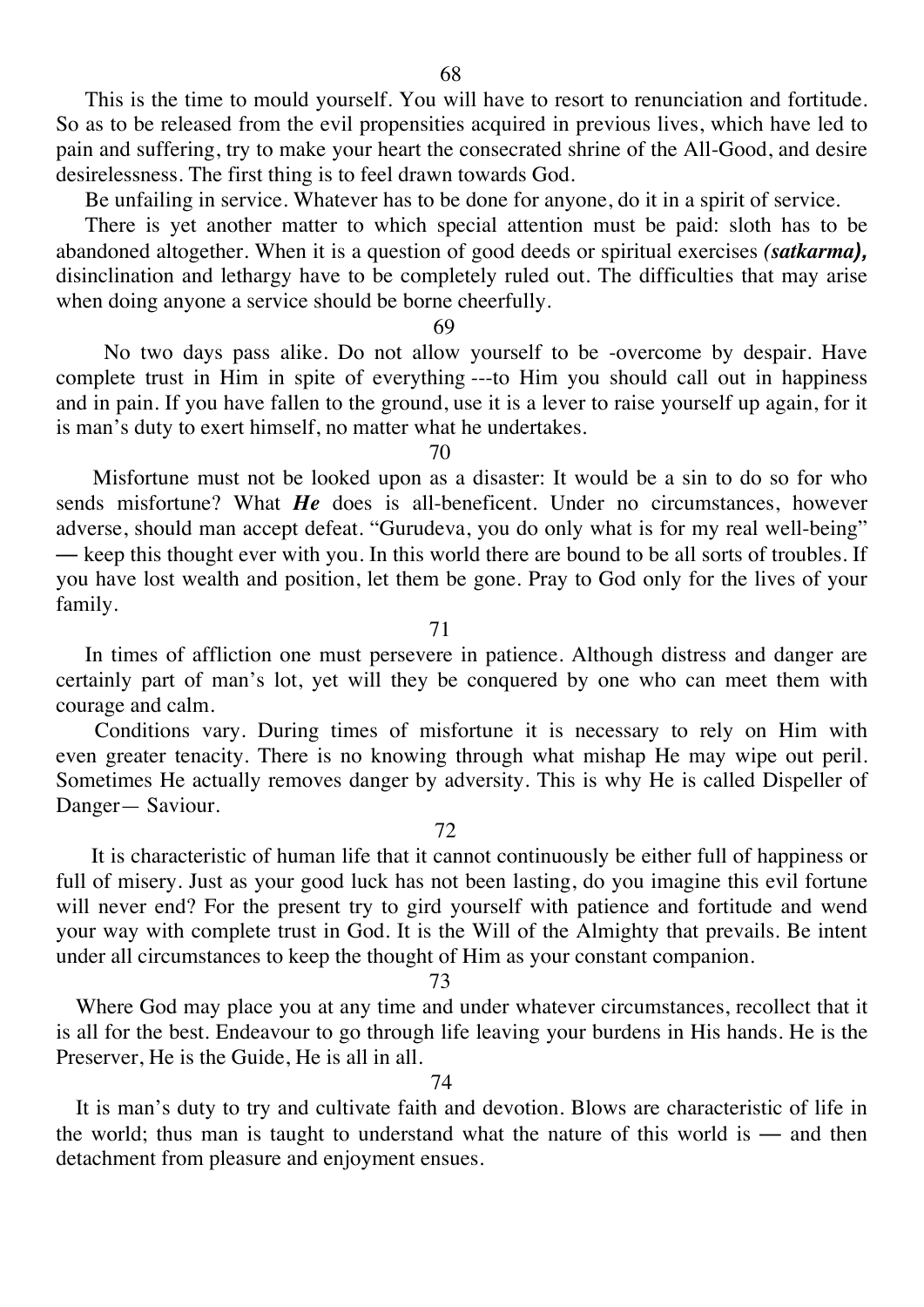68

This is the time to mould yourself. You will have to resort to renunciation and fortitude. So as to be released from the evil propensities acquired in previous lives, which have led to pain and suffering, try to make your heart the consecrated shrine of the All-Good, and desire desirelessness. The first thing is to feel drawn towards God.

Be unfailing in service. Whatever has to be done for anyone, do it in a spirit of service.

There is yet another matter to which special attention must be paid: sloth has to be abandoned altogether. When it is a question of good deeds or spiritual exercises ***(satkarma),*** disinclination and lethargy have to be completely ruled out. The difficulties that may arise when doing anyone a service should be borne cheerfully.

69

No two days pass alike. Do not allow yourself to be -overcome by despair. Have complete trust in Him in spite of everything ---to Him you should call out in happiness and in pain. If you have fallen to the ground, use it is a lever to raise yourself up again, for it is man's duty to exert himself, no matter what he undertakes.

70

Misfortune must not be looked upon as a disaster: It would be a sin to do so for who sends misfortune? What ***He*** does is all-beneficent. Under no circumstances, however adverse, should man accept defeat. "Gurudeva, you do only what is for my real well-being" — keep this thought ever with you. In this world there are bound to be all sorts of troubles. If you have lost wealth and position, let them be gone. Pray to God only for the lives of your family.

71

In times of affliction one must persevere in patience. Although distress and danger are certainly part of man's lot, yet will they be conquered by one who can meet them with courage and calm.

Conditions vary. During times of misfortune it is necessary to rely on Him with even greater tenacity. There is no knowing through what mishap He may wipe out peril. Sometimes He actually removes danger by adversity. This is why He is called Dispeller of Danger— Saviour.

72

It is characteristic of human life that it cannot continuously be either full of happiness or full of misery. Just as your good luck has not been lasting, do you imagine this evil fortune will never end? For the present try to gird yourself with patience and fortitude and wend your way with complete trust in God. It is the Will of the Almighty that prevails. Be intent under all circumstances to keep the thought of Him as your constant companion.

73

Where God may place you at any time and under whatever circumstances, recollect that it is all for the best. Endeavour to go through life leaving your burdens in His hands. He is the Preserver, He is the Guide, He is all in all.

74

It is man's duty to try and cultivate faith and devotion. Blows are characteristic of life in the world; thus man is taught to understand what the nature of this world is — and then detachment from pleasure and enjoyment ensues.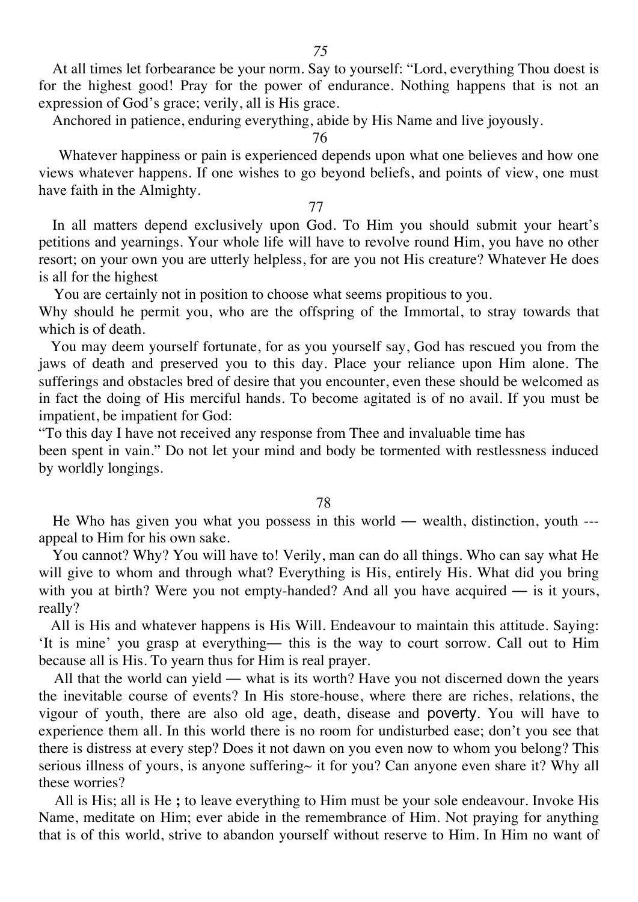75

At all times let forbearance be your norm. Say to yourself: "Lord, everything Thou doest is for the highest good! Pray for the power of endurance. Nothing happens that is not an expression of God's grace; verily, all is His grace.

Anchored in patience, enduring everything, abide by His Name and live joyously.

76

Whatever happiness or pain is experienced depends upon what one believes and how one views whatever happens. If one wishes to go beyond beliefs, and points of view, one must have faith in the Almighty.

77

In all matters depend exclusively upon God. To Him you should submit your heart's petitions and yearnings. Your whole life will have to revolve round Him, you have no other resort; on your own you are utterly helpless, for are you not His creature? Whatever He does is all for the highest

You are certainly not in position to choose what seems propitious to you.

Why should he permit you, who are the offspring of the Immortal, to stray towards that which is of death.

You may deem yourself fortunate, for as you yourself say, God has rescued you from the jaws of death and preserved you to this day. Place your reliance upon Him alone. The sufferings and obstacles bred of desire that you encounter, even these should be welcomed as in fact the doing of His merciful hands. To become agitated is of no avail. If you must be impatient, be impatient for God:

"To this day I have not received any response from Thee and invaluable time has been spent in vain." Do not let your mind and body be tormented with restlessness induced by worldly longings.

78

He Who has given you what you possess in this world — wealth, distinction, youth --- appeal to Him for his own sake.

You cannot? Why? You will have to! Verily, man can do all things. Who can say what He will give to whom and through what? Everything is His, entirely His. What did you bring with you at birth? Were you not empty-handed? And all you have acquired — is it yours, really?

All is His and whatever happens is His Will. Endeavour to maintain this attitude. Saying: 'It is mine' you grasp at everything— this is the way to court sorrow. Call out to Him because all is His. To yearn thus for Him is real prayer.

All that the world can yield — what is its worth? Have you not discerned down the years the inevitable course of events? In His store-house, where there are riches, relations, the vigour of youth, there are also old age, death, disease and poverty. You will have to experience them all. In this world there is no room for undisturbed ease; don't you see that there is distress at every step? Does it not dawn on you even now to whom you belong? This serious illness of yours, is anyone suffering~ it for you? Can anyone even share it? Why all these worries?

All is His; all is He **;** to leave everything to Him must be your sole endeavour. Invoke His Name, meditate on Him; ever abide in the remembrance of Him. Not praying for anything that is of this world, strive to abandon yourself without reserve to Him. In Him no want of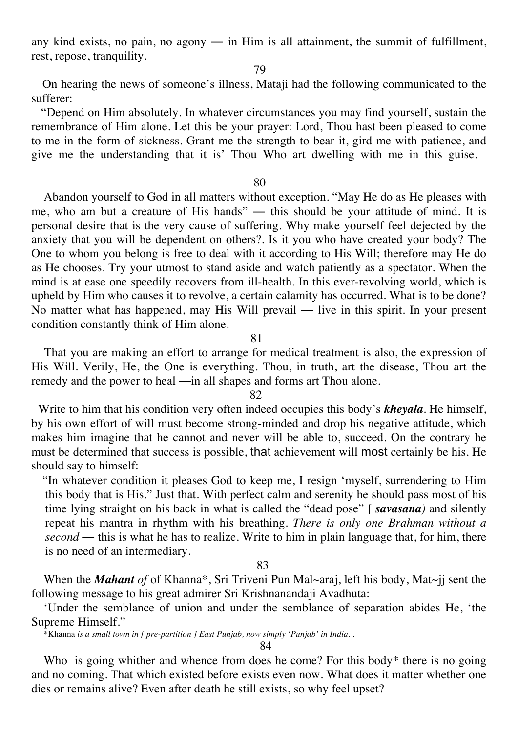any kind exists, no pain, no agony — in Him is all attainment, the summit of fulfillment, rest, repose, tranquility.

79

On hearing the news of someone's illness, Mataji had the following communicated to the sufferer:

"Depend on Him absolutely. In whatever circumstances you may find yourself, sustain the remembrance of Him alone. Let this be your prayer: Lord, Thou hast been pleased to come to me in the form of sickness. Grant me the strength to bear it, gird me with patience, and give me the understanding that it is' Thou Who art dwelling with me in this guise.

80

Abandon yourself to God in all matters without exception. "May He do as He pleases with me, who am but a creature of His hands" — this should be your attitude of mind. It is personal desire that is the very cause of suffering. Why make yourself feel dejected by the anxiety that you will be dependent on others?. Is it you who have created your body? The One to whom you belong is free to deal with it according to His Will; therefore may He do as He chooses. Try your utmost to stand aside and watch patiently as a spectator. When the mind is at ease one speedily recovers from ill-health. In this ever-revolving world, which is upheld by Him who causes it to revolve, a certain calamity has occurred. What is to be done? No matter what has happened, may His Will prevail — live in this spirit. In your present condition constantly think of Him alone.

81

That you are making an effort to arrange for medical treatment is also, the expression of His Will. Verily, He, the One is everything. Thou, in truth, art the disease, Thou art the remedy and the power to heal —in all shapes and forms art Thou alone.

82

Write to him that his condition very often indeed occupies this body's ***kheyala***. He himself, by his own effort of will must become strong-minded and drop his negative attitude, which makes him imagine that he cannot and never will be able to, succeed. On the contrary he must be determined that success is possible, that achievement will most certainly be his. He should say to himself:

"In whatever condition it pleases God to keep me, I resign 'myself, surrendering to Him this body that is His." Just that. With perfect calm and serenity he should pass most of his time lying straight on his back in what is called the "dead pose" [ ***savasana)*** and silently repeat his mantra in rhythm with his breathing. *There is only one Brahman without a second* — this is what he has to realize. Write to him in plain language that, for him, there is no need of an intermediary.

83

When the ***Mahant*** *of* of Khanna*, Sri Triveni Pun Mal~araj, left his body, Mat~jj sent the following message to his great admirer Sri Krishnanandaji Avadhuta:

'Under the semblance of union and under the semblance of separation abides He, 'the Supreme Himself."

*Khanna *is a small town in [ pre-partition ] East Punjab, now simply 'Punjab' in India. .*

84

Who is going whither and whence from does he come? For this body* there is no going and no coming. That which existed before exists even now. What does it matter whether one dies or remains alive? Even after death he still exists, so why feel upset?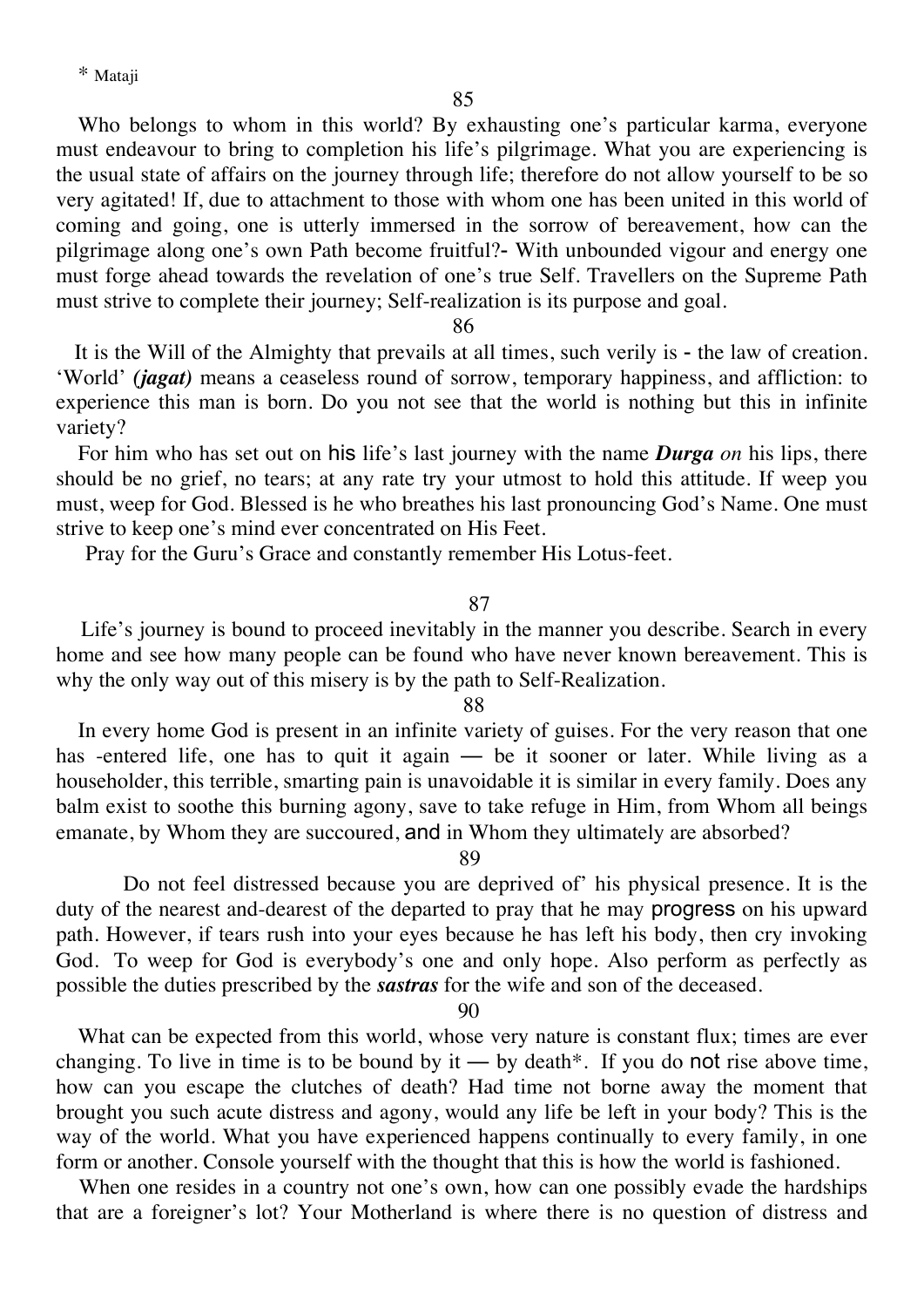\* Mataji

85

Who belongs to whom in this world? By exhausting one's particular karma, everyone must endeavour to bring to completion his life's pilgrimage. What you are experiencing is the usual state of affairs on the journey through life; therefore do not allow yourself to be so very agitated! If, due to attachment to those with whom one has been united in this world of coming and going, one is utterly immersed in the sorrow of bereavement, how can the pilgrimage along one's own Path become fruitful?- With unbounded vigour and energy one must forge ahead towards the revelation of one's true Self. Travellers on the Supreme Path must strive to complete their journey; Self-realization is its purpose and goal.

86

It is the Will of the Almighty that prevails at all times, such verily is - the law of creation. 'World' ***(jagat)*** means a ceaseless round of sorrow, temporary happiness, and affliction: to experience this man is born. Do you not see that the world is nothing but this in infinite variety?

For him who has set out on his life's last journey with the name ***Durga*** *on* his lips, there should be no grief, no tears; at any rate try your utmost to hold this attitude. If weep you must, weep for God. Blessed is he who breathes his last pronouncing God's Name. One must strive to keep one's mind ever concentrated on His Feet.

Pray for the Guru's Grace and constantly remember His Lotus-feet.

87

Life's journey is bound to proceed inevitably in the manner you describe. Search in every home and see how many people can be found who have never known bereavement. This is why the only way out of this misery is by the path to Self-Realization.

88

In every home God is present in an infinite variety of guises. For the very reason that one has -entered life, one has to quit it again — be it sooner or later. While living as a householder, this terrible, smarting pain is unavoidable it is similar in every family. Does any balm exist to soothe this burning agony, save to take refuge in Him, from Whom all beings emanate, by Whom they are succoured, and in Whom they ultimately are absorbed?

89

Do not feel distressed because you are deprived of' his physical presence. It is the duty of the nearest and-dearest of the departed to pray that he may progress on his upward path. However, if tears rush into your eyes because he has left his body, then cry invoking God. To weep for God is everybody's one and only hope. Also perform as perfectly as possible the duties prescribed by the ***sastras*** for the wife and son of the deceased.

90

What can be expected from this world, whose very nature is constant flux; times are ever changing. To live in time is to be bound by it — by death*. If you do not rise above time, how can you escape the clutches of death? Had time not borne away the moment that brought you such acute distress and agony, would any life be left in your body? This is the way of the world. What you have experienced happens continually to every family, in one form or another. Console yourself with the thought that this is how the world is fashioned.

When one resides in a country not one's own, how can one possibly evade the hardships that are a foreigner's lot? Your Motherland is where there is no question of distress and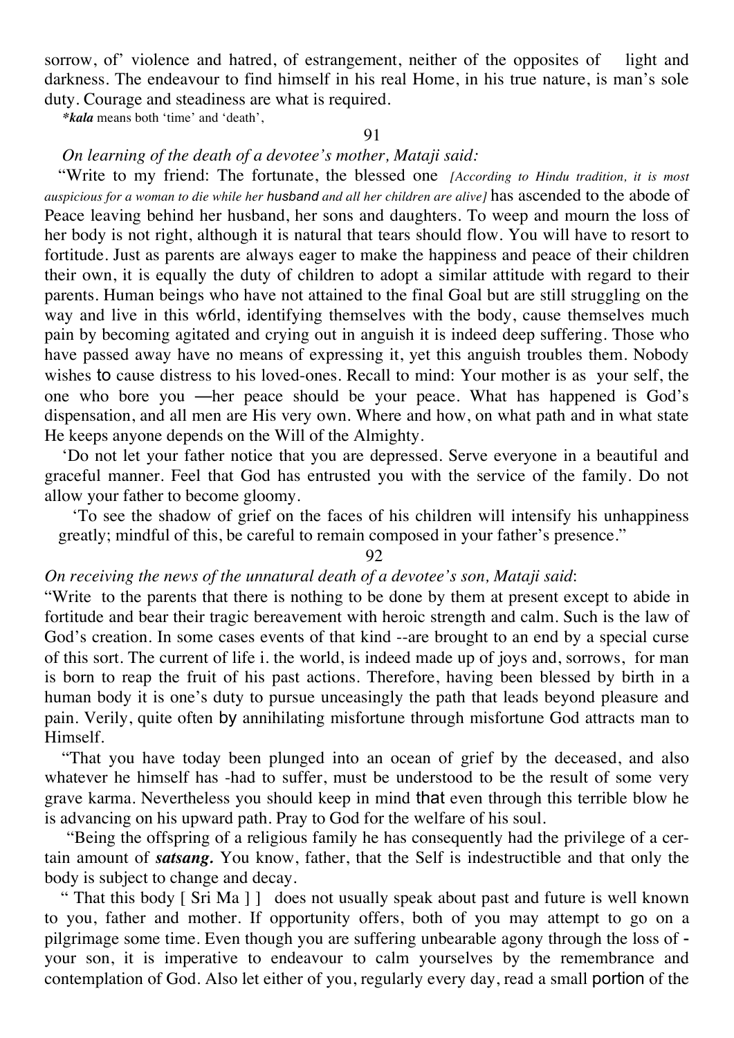sorrow, of' violence and hatred, of estrangement, neither of the opposites of light and darkness. The endeavour to find himself in his real Home, in his true nature, is man's sole duty. Courage and steadiness are what is required.

*\*kala* means both 'time' and 'death',

91

*On learning of the death of a devotee's mother, Mataji said:*

"Write to my friend: The fortunate, the blessed one *[According to Hindu tradition, it is most auspicious for a woman to die while her husband and all her children are alive]* has ascended to the abode of Peace leaving behind her husband, her sons and daughters. To weep and mourn the loss of her body is not right, although it is natural that tears should flow. You will have to resort to fortitude. Just as parents are always eager to make the happiness and peace of their children their own, it is equally the duty of children to adopt a similar attitude with regard to their parents. Human beings who have not attained to the final Goal but are still struggling on the way and live in this w6rld, identifying themselves with the body, cause themselves much pain by becoming agitated and crying out in anguish it is indeed deep suffering. Those who have passed away have no means of expressing it, yet this anguish troubles them. Nobody wishes to cause distress to his loved-ones. Recall to mind: Your mother is as your self, the one who bore you —her peace should be your peace. What has happened is God's dispensation, and all men are His very own. Where and how, on what path and in what state He keeps anyone depends on the Will of the Almighty.

'Do not let your father notice that you are depressed. Serve everyone in a beautiful and graceful manner. Feel that God has entrusted you with the service of the family. Do not allow your father to become gloomy.

'To see the shadow of grief on the faces of his children will intensify his unhappiness greatly; mindful of this, be careful to remain composed in your father's presence."

92

*On receiving the news of the unnatural death of a devotee's son, Mataji said*:

"Write to the parents that there is nothing to be done by them at present except to abide in fortitude and bear their tragic bereavement with heroic strength and calm. Such is the law of God's creation. In some cases events of that kind --are brought to an end by a special curse of this sort. The current of life i. the world, is indeed made up of joys and, sorrows, for man is born to reap the fruit of his past actions. Therefore, having been blessed by birth in a human body it is one's duty to pursue unceasingly the path that leads beyond pleasure and pain. Verily, quite often by annihilating misfortune through misfortune God attracts man to Himself.

"That you have today been plunged into an ocean of grief by the deceased, and also whatever he himself has -had to suffer, must be understood to be the result of some very grave karma. Nevertheless you should keep in mind that even through this terrible blow he is advancing on his upward path. Pray to God for the welfare of his soul.

"Being the offspring of a religious family he has consequently had the privilege of a certain amount of ***satsang.*** You know, father, that the Self is indestructible and that only the body is subject to change and decay.

" That this body [ Sri Ma ] ] does not usually speak about past and future is well known to you, father and mother. If opportunity offers, both of you may attempt to go on a pilgrimage some time. Even though you are suffering unbearable agony through the loss of - your son, it is imperative to endeavour to calm yourselves by the remembrance and contemplation of God. Also let either of you, regularly every day, read a small portion of the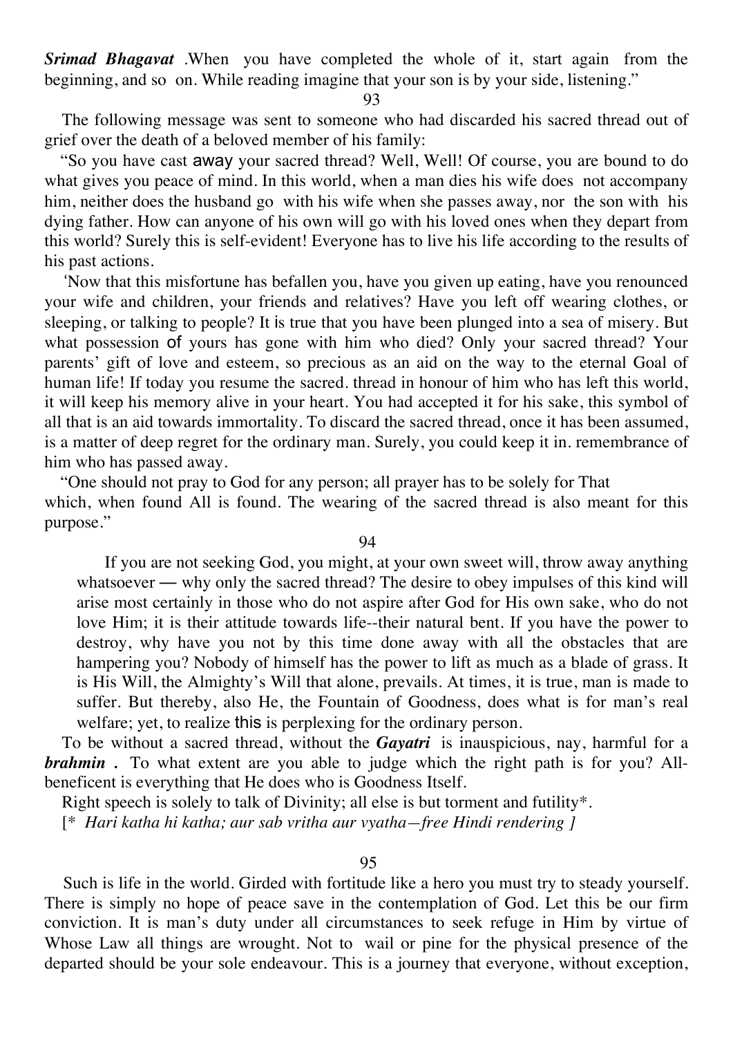***Srimad Bhagavat*** .When you have completed the whole of it, start again from the beginning, and so on. While reading imagine that your son is by your side, listening."

93

The following message was sent to someone who had discarded his sacred thread out of grief over the death of a beloved member of his family:

"So you have cast away your sacred thread? Well, Well! Of course, you are bound to do what gives you peace of mind. In this world, when a man dies his wife does not accompany him, neither does the husband go with his wife when she passes away, nor the son with his dying father. How can anyone of his own will go with his loved ones when they depart from this world? Surely this is self-evident! Everyone has to live his life according to the results of his past actions.

'Now that this misfortune has befallen you, have you given up eating, have you renounced your wife and children, your friends and relatives? Have you left off wearing clothes, or sleeping, or talking to people? It is true that you have been plunged into a sea of misery. But what possession of yours has gone with him who died? Only your sacred thread? Your parents' gift of love and esteem, so precious as an aid on the way to the eternal Goal of human life! If today you resume the sacred. thread in honour of him who has left this world, it will keep his memory alive in your heart. You had accepted it for his sake, this symbol of all that is an aid towards immortality. To discard the sacred thread, once it has been assumed, is a matter of deep regret for the ordinary man. Surely, you could keep it in. remembrance of him who has passed away.

"One should not pray to God for any person; all prayer has to be solely for That which, when found All is found. The wearing of the sacred thread is also meant for this purpose."

94

If you are not seeking God, you might, at your own sweet will, throw away anything whatsoever — why only the sacred thread? The desire to obey impulses of this kind will arise most certainly in those who do not aspire after God for His own sake, who do not love Him; it is their attitude towards life--their natural bent. If you have the power to destroy, why have you not by this time done away with all the obstacles that are hampering you? Nobody of himself has the power to lift as much as a blade of grass. It is His Will, the Almighty's Will that alone, prevails. At times, it is true, man is made to suffer. But thereby, also He, the Fountain of Goodness, does what is for man's real welfare; yet, to realize this is perplexing for the ordinary person.

To be without a sacred thread, without the ***Gayatri*** is inauspicious, nay, harmful for a ***brahmin .*** To what extent are you able to judge which the right path is for you? All-beneficent is everything that He does who is Goodness Itself.

Right speech is solely to talk of Divinity; all else is but torment and futility*.

[* *Hari katha hi katha; aur sab vritha aur vyatha—free Hindi rendering ]*

95

Such is life in the world. Girded with fortitude like a hero you must try to steady yourself. There is simply no hope of peace save in the contemplation of God. Let this be our firm conviction. It is man's duty under all circumstances to seek refuge in Him by virtue of Whose Law all things are wrought. Not to wail or pine for the physical presence of the departed should be your sole endeavour. This is a journey that everyone, without exception,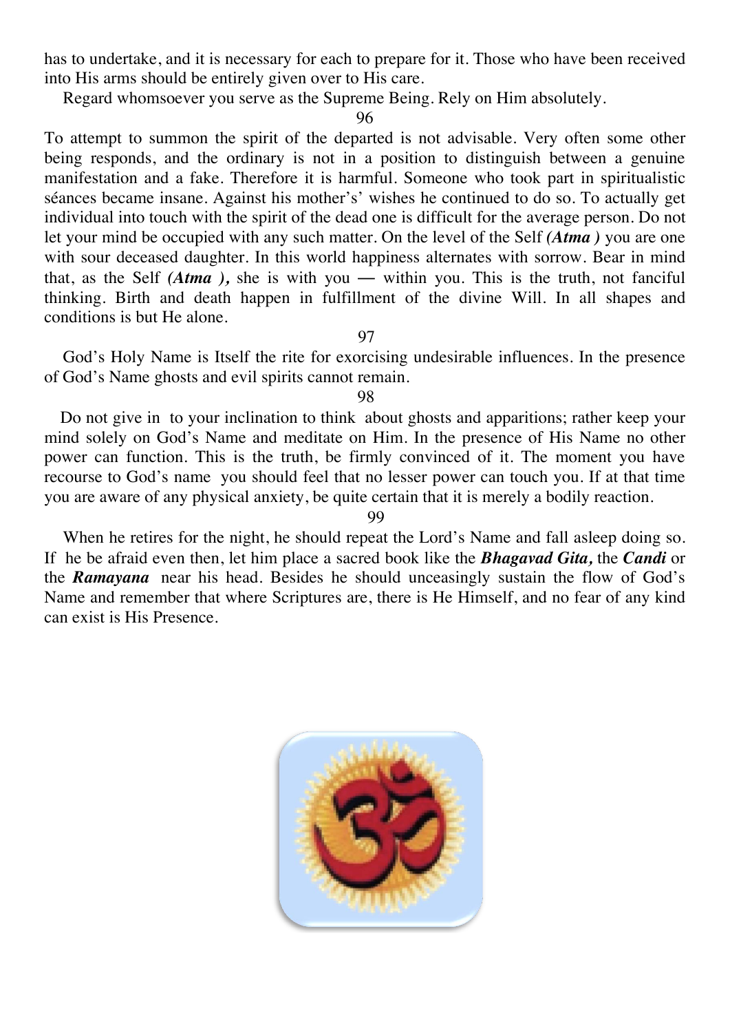has to undertake, and it is necessary for each to prepare for it. Those who have been received into His arms should be entirely given over to His care.

Regard whomsoever you serve as the Supreme Being. Rely on Him absolutely.

96

To attempt to summon the spirit of the departed is not advisable. Very often some other being responds, and the ordinary is not in a position to distinguish between a genuine manifestation and a fake. Therefore it is harmful. Someone who took part in spiritualistic séances became insane. Against his mother's' wishes he continued to do so. To actually get individual into touch with the spirit of the dead one is difficult for the average person. Do not let your mind be occupied with any such matter. On the level of the Self ***(Atma )*** you are one with sour deceased daughter. In this world happiness alternates with sorrow. Bear in mind that, as the Self ***(Atma ),*** she is with you — within you. This is the truth, not fanciful thinking. Birth and death happen in fulfillment of the divine Will. In all shapes and conditions is but He alone.

97

God's Holy Name is Itself the rite for exorcising undesirable influences. In the presence of God's Name ghosts and evil spirits cannot remain.

98

Do not give in to your inclination to think about ghosts and apparitions; rather keep your mind solely on God's Name and meditate on Him. In the presence of His Name no other power can function. This is the truth, be firmly convinced of it. The moment you have recourse to God's name you should feel that no lesser power can touch you. If at that time you are aware of any physical anxiety, be quite certain that it is merely a bodily reaction.

99

When he retires for the night, he should repeat the Lord's Name and fall asleep doing so. If he be afraid even then, let him place a sacred book like the ***Bhagavad Gita,*** the ***Candi*** or the ***Ramayana*** near his head. Besides he should unceasingly sustain the flow of God's Name and remember that where Scriptures are, there is He Himself, and no fear of any kind can exist is His Presence.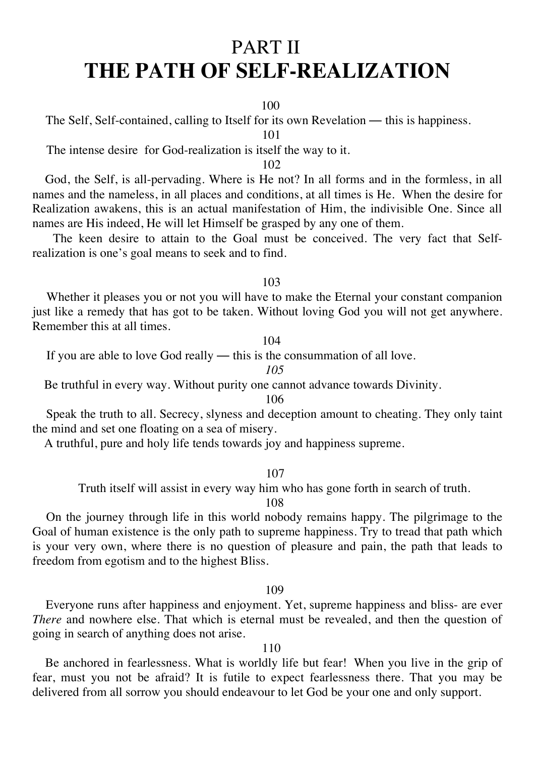# PART II
# THE PATH OF SELF-REALIZATION

100

The Self, Self-contained, calling to Itself for its own Revelation — this is happiness.

101

The intense desire for God-realization is itself the way to it.

102

God, the Self, is all-pervading. Where is He not? In all forms and in the formless, in all names and the nameless, in all places and conditions, at all times is He. When the desire for Realization awakens, this is an actual manifestation of Him, the indivisible One. Since all names are His indeed, He will let Himself be grasped by any one of them.

The keen desire to attain to the Goal must be conceived. The very fact that Self-realization is one's goal means to seek and to find.

103

Whether it pleases you or not you will have to make the Eternal your constant companion just like a remedy that has got to be taken. Without loving God you will not get anywhere. Remember this at all times.

104

If you are able to love God really — this is the consummation of all love.

*105*

Be truthful in every way. Without purity one cannot advance towards Divinity.

106

Speak the truth to all. Secrecy, slyness and deception amount to cheating. They only taint the mind and set one floating on a sea of misery.

A truthful, pure and holy life tends towards joy and happiness supreme.

107

Truth itself will assist in every way him who has gone forth in search of truth.

108

On the journey through life in this world nobody remains happy. The pilgrimage to the Goal of human existence is the only path to supreme happiness. Try to tread that path which is your very own, where there is no question of pleasure and pain, the path that leads to freedom from egotism and to the highest Bliss.

109

Everyone runs after happiness and enjoyment. Yet, supreme happiness and bliss- are ever *There* and nowhere else. That which is eternal must be revealed, and then the question of going in search of anything does not arise.

110

Be anchored in fearlessness. What is worldly life but fear! When you live in the grip of fear, must you not be afraid? It is futile to expect fearlessness there. That you may be delivered from all sorrow you should endeavour to let God be your one and only support.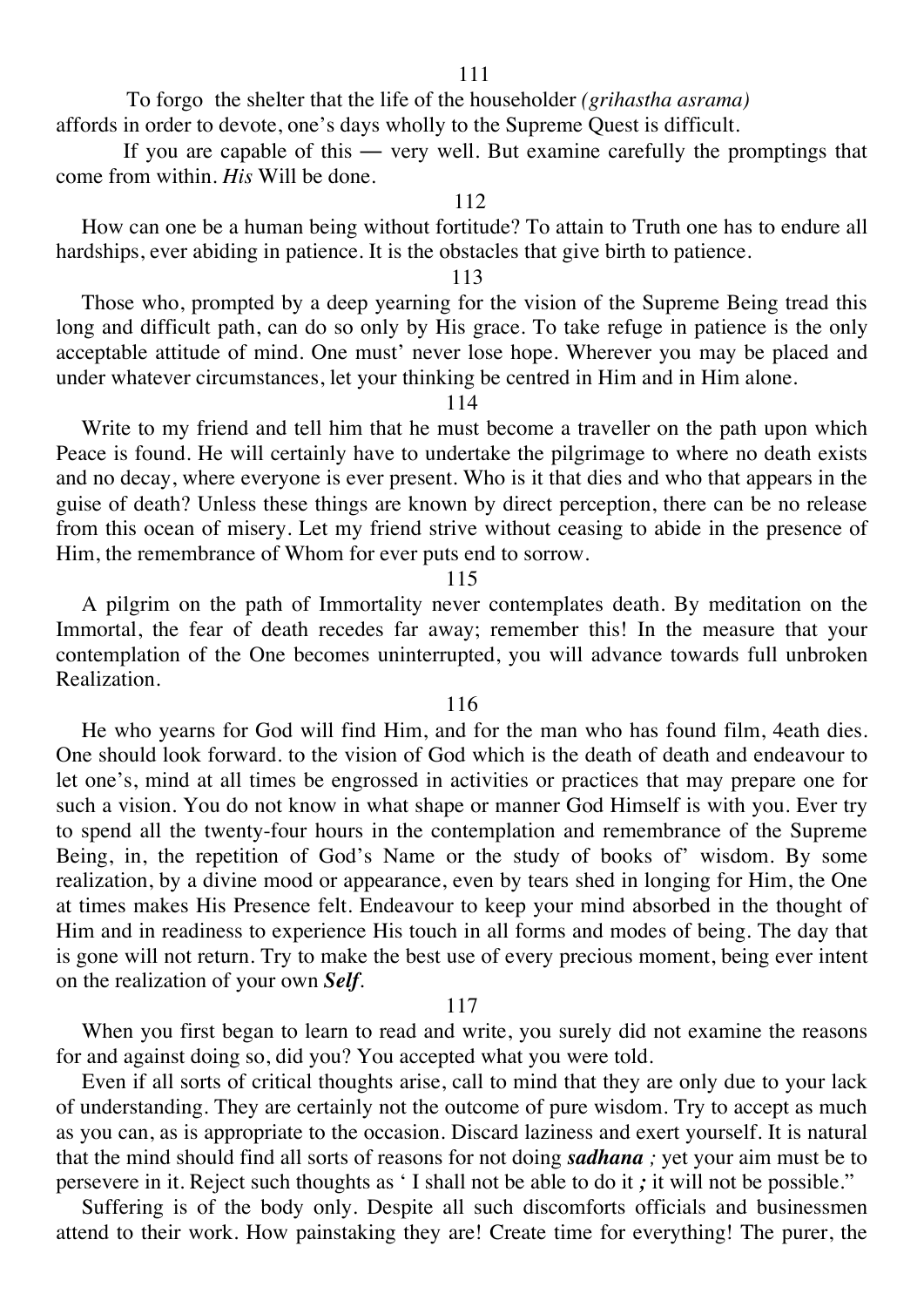111

To forgo the shelter that the life of the householder *(grihastha asrama)* affords in order to devote, one's days wholly to the Supreme Quest is difficult.

If you are capable of this — very well. But examine carefully the promptings that come from within. *His* Will be done.

112

How can one be a human being without fortitude? To attain to Truth one has to endure all hardships, ever abiding in patience. It is the obstacles that give birth to patience.

113

Those who, prompted by a deep yearning for the vision of the Supreme Being tread this long and difficult path, can do so only by His grace. To take refuge in patience is the only acceptable attitude of mind. One must' never lose hope. Wherever you may be placed and under whatever circumstances, let your thinking be centred in Him and in Him alone.

114

Write to my friend and tell him that he must become a traveller on the path upon which Peace is found. He will certainly have to undertake the pilgrimage to where no death exists and no decay, where everyone is ever present. Who is it that dies and who that appears in the guise of death? Unless these things are known by direct perception, there can be no release from this ocean of misery. Let my friend strive without ceasing to abide in the presence of Him, the remembrance of Whom for ever puts end to sorrow.

115

A pilgrim on the path of Immortality never contemplates death. By meditation on the Immortal, the fear of death recedes far away; remember this! In the measure that your contemplation of the One becomes uninterrupted, you will advance towards full unbroken Realization.

116

He who yearns for God will find Him, and for the man who has found film, 4eath dies. One should look forward. to the vision of God which is the death of death and endeavour to let one's, mind at all times be engrossed in activities or practices that may prepare one for such a vision. You do not know in what shape or manner God Himself is with you. Ever try to spend all the twenty-four hours in the contemplation and remembrance of the Supreme Being, in, the repetition of God's Name or the study of books of' wisdom. By some realization, by a divine mood or appearance, even by tears shed in longing for Him, the One at times makes His Presence felt. Endeavour to keep your mind absorbed in the thought of Him and in readiness to experience His touch in all forms and modes of being. The day that is gone will not return. Try to make the best use of every precious moment, being ever intent on the realization of your own ***Self***.

117

When you first began to learn to read and write, you surely did not examine the reasons for and against doing so, did you? You accepted what you were told.

Even if all sorts of critical thoughts arise, call to mind that they are only due to your lack of understanding. They are certainly not the outcome of pure wisdom. Try to accept as much as you can, as is appropriate to the occasion. Discard laziness and exert yourself. It is natural that the mind should find all sorts of reasons for not doing ***sadhana ;*** yet your aim must be to persevere in it. Reject such thoughts as ' I shall not be able to do it ***;*** it will not be possible."

Suffering is of the body only. Despite all such discomforts officials and businessmen attend to their work. How painstaking they are! Create time for everything! The purer, the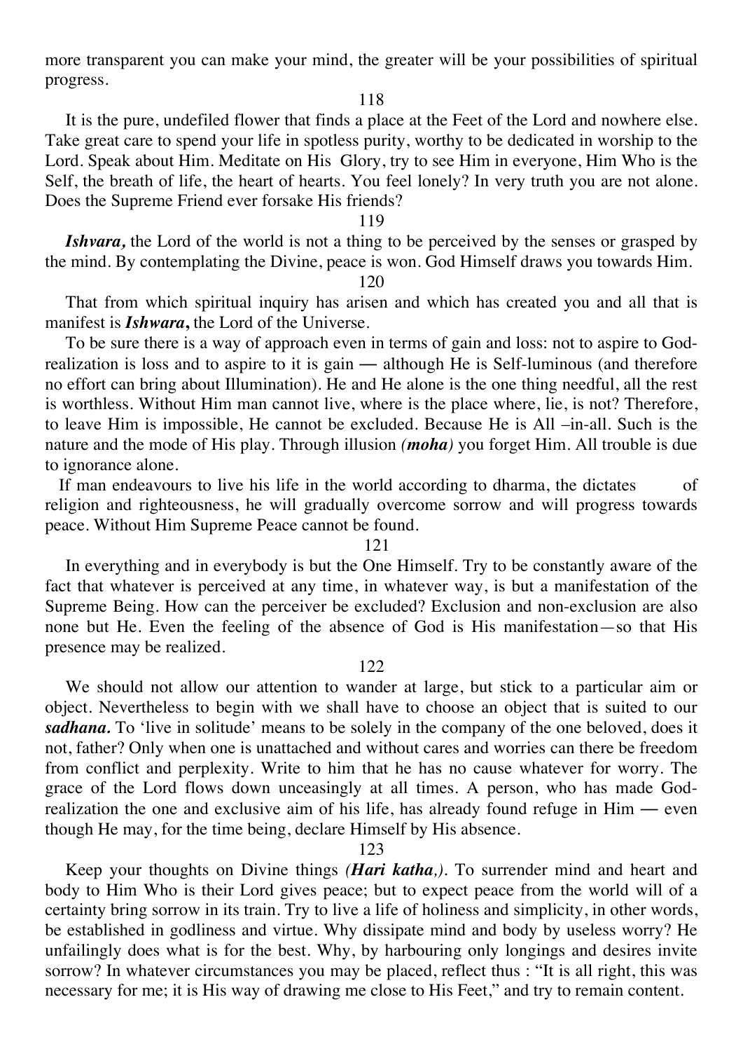more transparent you can make your mind, the greater will be your possibilities of spiritual progress.

118

It is the pure, undefiled flower that finds a place at the Feet of the Lord and nowhere else. Take great care to spend your life in spotless purity, worthy to be dedicated in worship to the Lord. Speak about Him. Meditate on His Glory, try to see Him in everyone, Him Who is the Self, the breath of life, the heart of hearts. You feel lonely? In very truth you are not alone. Does the Supreme Friend ever forsake His friends?

119

***Ishvara,*** the Lord of the world is not a thing to be perceived by the senses or grasped by the mind. By contemplating the Divine, peace is won. God Himself draws you towards Him.

120

That from which spiritual inquiry has arisen and which has created you and all that is manifest is ***Ishwara,*** the Lord of the Universe.

To be sure there is a way of approach even in terms of gain and loss: not to aspire to God-realization is loss and to aspire to it is gain — although He is Self-luminous (and therefore no effort can bring about Illumination). He and He alone is the one thing needful, all the rest is worthless. Without Him man cannot live, where is the place where, lie, is not? Therefore, to leave Him is impossible, He cannot be excluded. Because He is All –in-all. Such is the nature and the mode of His play. Through illusion *(**moha**)* you forget Him. All trouble is due to ignorance alone.

If man endeavours to live his life in the world according to dharma, the dictates of religion and righteousness, he will gradually overcome sorrow and will progress towards peace. Without Him Supreme Peace cannot be found.

121

In everything and in everybody is but the One Himself. Try to be constantly aware of the fact that whatever is perceived at any time, in whatever way, is but a manifestation of the Supreme Being. How can the perceiver be excluded? Exclusion and non-exclusion are also none but He. Even the feeling of the absence of God is His manifestation—so that His presence may be realized.

122

We should not allow our attention to wander at large, but stick to a particular aim or object. Nevertheless to begin with we shall have to choose an object that is suited to our ***sadhana.*** To 'live in solitude' means to be solely in the company of the one beloved, does it not, father? Only when one is unattached and without cares and worries can there be freedom from conflict and perplexity. Write to him that he has no cause whatever for worry. The grace of the Lord flows down unceasingly at all times. A person, who has made God-realization the one and exclusive aim of his life, has already found refuge in Him — even though He may, for the time being, declare Himself by His absence.

123

Keep your thoughts on Divine things *(**Hari katha,**)*. To surrender mind and heart and body to Him Who is their Lord gives peace; but to expect peace from the world will of a certainty bring sorrow in its train. Try to live a life of holiness and simplicity, in other words, be established in godliness and virtue. Why dissipate mind and body by useless worry? He unfailingly does what is for the best. Why, by harbouring only longings and desires invite sorrow? In whatever circumstances you may be placed, reflect thus : "It is all right, this was necessary for me; it is His way of drawing me close to His Feet," and try to remain content.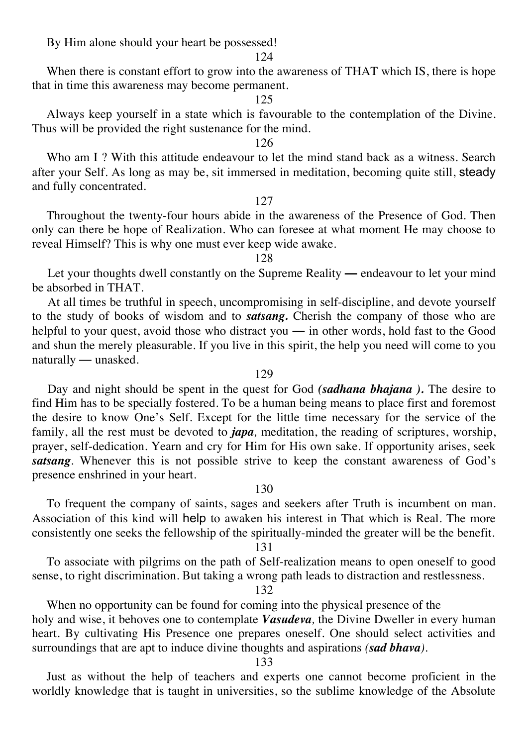By Him alone should your heart be possessed!

124

When there is constant effort to grow into the awareness of THAT which IS, there is hope that in time this awareness may become permanent.

125

Always keep yourself in a state which is favourable to the contemplation of the Divine. Thus will be provided the right sustenance for the mind.

126

Who am I ? With this attitude endeavour to let the mind stand back as a witness. Search after your Self. As long as may be, sit immersed in meditation, becoming quite still, steady and fully concentrated.

127

Throughout the twenty-four hours abide in the awareness of the Presence of God. Then only can there be hope of Realization. Who can foresee at what moment He may choose to reveal Himself? This is why one must ever keep wide awake.

128

Let your thoughts dwell constantly on the Supreme Reality — endeavour to let your mind be absorbed in THAT.

At all times be truthful in speech, uncompromising in self-discipline, and devote yourself to the study of books of wisdom and to ***satsang.*** Cherish the company of those who are helpful to your quest, avoid those who distract you — in other words, hold fast to the Good and shun the merely pleasurable. If you live in this spirit, the help you need will come to you naturally — unasked.

129

Day and night should be spent in the quest for God ***(sadhana bhajana ).*** The desire to find Him has to be specially fostered. To be a human being means to place first and foremost the desire to know One's Self. Except for the little time necessary for the service of the family, all the rest must be devoted to ***japa,*** meditation, the reading of scriptures, worship, prayer, self-dedication. Yearn and cry for Him for His own sake. If opportunity arises, seek ***satsang***. Whenever this is not possible strive to keep the constant awareness of God's presence enshrined in your heart.

130

To frequent the company of saints, sages and seekers after Truth is incumbent on man. Association of this kind will help to awaken his interest in That which is Real. The more consistently one seeks the fellowship of the spiritually-minded the greater will be the benefit.

131

To associate with pilgrims on the path of Self-realization means to open oneself to good sense, to right discrimination. But taking a wrong path leads to distraction and restlessness.

132

When no opportunity can be found for coming into the physical presence of the holy and wise, it behoves one to contemplate ***Vasudeva,*** the Divine Dweller in every human heart. By cultivating His Presence one prepares oneself. One should select activities and surroundings that are apt to induce divine thoughts and aspirations ***(sad bhava).***

133

Just as without the help of teachers and experts one cannot become proficient in the worldly knowledge that is taught in universities, so the sublime knowledge of the Absolute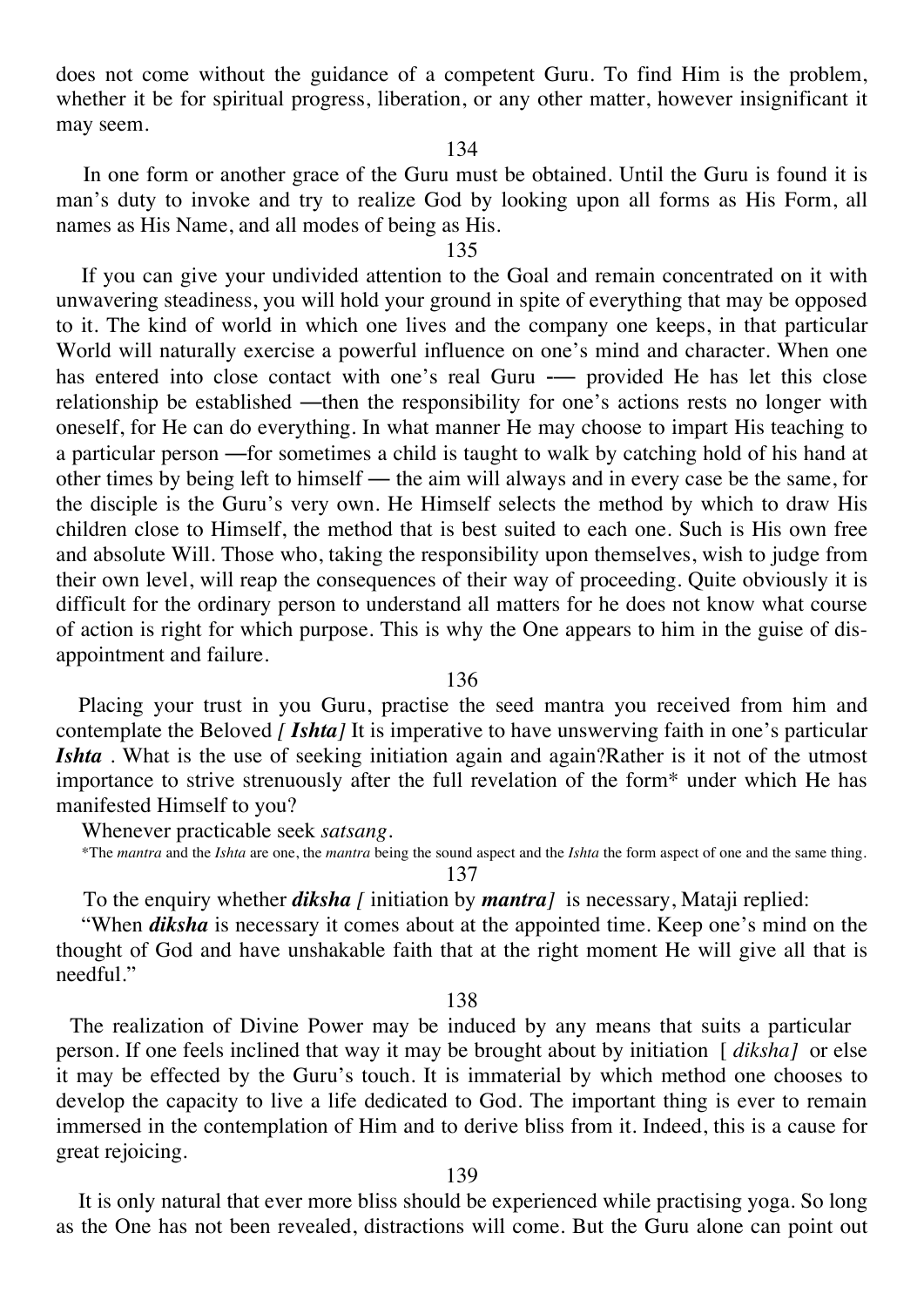does not come without the guidance of a competent Guru. To find Him is the problem, whether it be for spiritual progress, liberation, or any other matter, however insignificant it may seem.

134

In one form or another grace of the Guru must be obtained. Until the Guru is found it is man's duty to invoke and try to realize God by looking upon all forms as His Form, all names as His Name, and all modes of being as His.

135

If you can give your undivided attention to the Goal and remain concentrated on it with unwavering steadiness, you will hold your ground in spite of everything that may be opposed to it. The kind of world in which one lives and the company one keeps, in that particular World will naturally exercise a powerful influence on one's mind and character. When one has entered into close contact with one's real Guru -— provided He has let this close relationship be established —then the responsibility for one's actions rests no longer with oneself, for He can do everything. In what manner He may choose to impart His teaching to a particular person —for sometimes a child is taught to walk by catching hold of his hand at other times by being left to himself — the aim will always and in every case be the same, for the disciple is the Guru's very own. He Himself selects the method by which to draw His children close to Himself, the method that is best suited to each one. Such is His own free and absolute Will. Those who, taking the responsibility upon themselves, wish to judge from their own level, will reap the consequences of their way of proceeding. Quite obviously it is difficult for the ordinary person to understand all matters for he does not know what course of action is right for which purpose. This is why the One appears to him in the guise of disappointment and failure.

136

Placing your trust in you Guru, practise the seed mantra you received from him and contemplate the Beloved *[ **Ishta**]* It is imperative to have unswerving faith in one's particular ***Ishta*** . What is the use of seeking initiation again and again?Rather is it not of the utmost importance to strive strenuously after the full revelation of the form* under which He has manifested Himself to you?

Whenever practicable seek *satsang*.

*The *mantra* and the *Ishta* are one, the *mantra* being the sound aspect and the *Ishta* the form aspect of one and the same thing.

137

To the enquiry whether ***diksha*** *[* initiation by ***mantra****]* is necessary, Mataji replied:

"When ***diksha*** is necessary it comes about at the appointed time. Keep one's mind on the thought of God and have unshakable faith that at the right moment He will give all that is needful."

138

The realization of Divine Power may be induced by any means that suits a particular person. If one feels inclined that way it may be brought about by initiation [ *diksha]* or else it may be effected by the Guru's touch. It is immaterial by which method one chooses to develop the capacity to live a life dedicated to God. The important thing is ever to remain immersed in the contemplation of Him and to derive bliss from it. Indeed, this is a cause for great rejoicing.

139

It is only natural that ever more bliss should be experienced while practising yoga. So long as the One has not been revealed, distractions will come. But the Guru alone can point out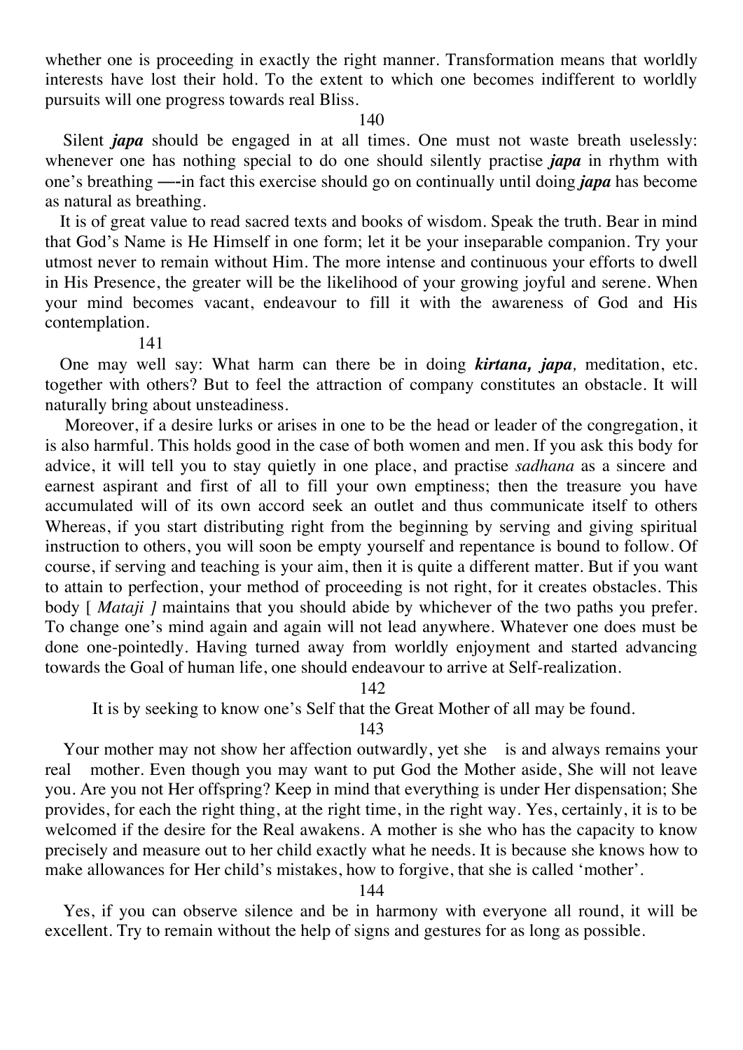whether one is proceeding in exactly the right manner. Transformation means that worldly interests have lost their hold. To the extent to which one becomes indifferent to worldly pursuits will one progress towards real Bliss.

140

Silent ***japa*** should be engaged in at all times. One must not waste breath uselessly: whenever one has nothing special to do one should silently practise ***japa*** in rhythm with one's breathing —-in fact this exercise should go on continually until doing ***japa*** has become as natural as breathing.

It is of great value to read sacred texts and books of wisdom. Speak the truth. Bear in mind that God's Name is He Himself in one form; let it be your inseparable companion. Try your utmost never to remain without Him. The more intense and continuous your efforts to dwell in His Presence, the greater will be the likelihood of your growing joyful and serene. When your mind becomes vacant, endeavour to fill it with the awareness of God and His contemplation.

141

One may well say: What harm can there be in doing ***kirtana, japa,*** meditation, etc. together with others? But to feel the attraction of company constitutes an obstacle. It will naturally bring about unsteadiness.

Moreover, if a desire lurks or arises in one to be the head or leader of the congregation, it is also harmful. This holds good in the case of both women and men. If you ask this body for advice, it will tell you to stay quietly in one place, and practise *sadhana* as a sincere and earnest aspirant and first of all to fill your own emptiness; then the treasure you have accumulated will of its own accord seek an outlet and thus communicate itself to others Whereas, if you start distributing right from the beginning by serving and giving spiritual instruction to others, you will soon be empty yourself and repentance is bound to follow. Of course, if serving and teaching is your aim, then it is quite a different matter. But if you want to attain to perfection, your method of proceeding is not right, for it creates obstacles. This body [ *Mataji ]* maintains that you should abide by whichever of the two paths you prefer. To change one's mind again and again will not lead anywhere. Whatever one does must be done one-pointedly. Having turned away from worldly enjoyment and started advancing towards the Goal of human life, one should endeavour to arrive at Self-realization.

142

It is by seeking to know one's Self that the Great Mother of all may be found.

143

Your mother may not show her affection outwardly, yet she is and always remains your real mother. Even though you may want to put God the Mother aside, She will not leave you. Are you not Her offspring? Keep in mind that everything is under Her dispensation; She provides, for each the right thing, at the right time, in the right way. Yes, certainly, it is to be welcomed if the desire for the Real awakens. A mother is she who has the capacity to know precisely and measure out to her child exactly what he needs. It is because she knows how to make allowances for Her child's mistakes, how to forgive, that she is called 'mother'.

144

Yes, if you can observe silence and be in harmony with everyone all round, it will be excellent. Try to remain without the help of signs and gestures for as long as possible.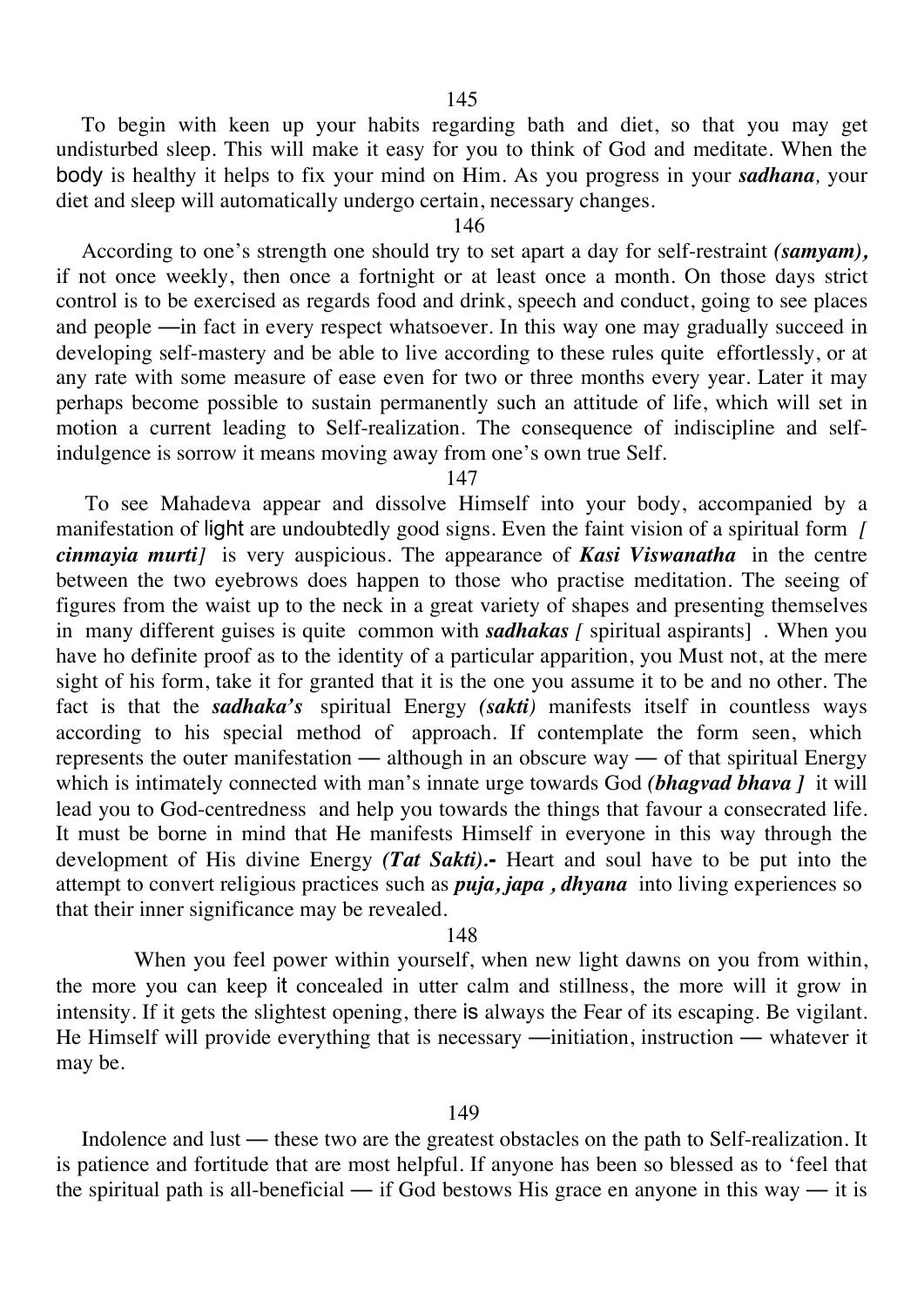145

To begin with keen up your habits regarding bath and diet, so that you may get undisturbed sleep. This will make it easy for you to think of God and meditate. When the body is healthy it helps to fix your mind on Him. As you progress in your ***sadhana,*** your diet and sleep will automatically undergo certain, necessary changes.

146

According to one's strength one should try to set apart a day for self-restraint ***(samyam),*** if not once weekly, then once a fortnight or at least once a month. On those days strict control is to be exercised as regards food and drink, speech and conduct, going to see places and people —in fact in every respect whatsoever. In this way one may gradually succeed in developing self-mastery and be able to live according to these rules quite effortlessly, or at any rate with some measure of ease even for two or three months every year. Later it may perhaps become possible to sustain permanently such an attitude of life, which will set in motion a current leading to Self-realization. The consequence of indiscipline and self-indulgence is sorrow it means moving away from one's own true Self.

147

To see Mahadeva appear and dissolve Himself into your body, accompanied by a manifestation of light are undoubtedly good signs. Even the faint vision of a spiritual form [ ***cinmayia murti***] is very auspicious. The appearance of ***Kasi Viswanatha*** in the centre between the two eyebrows does happen to those who practise meditation. The seeing of figures from the waist up to the neck in a great variety of shapes and presenting themselves in many different guises is quite common with ***sadhakas*** [ spiritual aspirants] . When you have ho definite proof as to the identity of a particular apparition, you Must not, at the mere sight of his form, take it for granted that it is the one you assume it to be and no other. The fact is that the ***sadhaka's*** spiritual Energy ***(sakti)*** manifests itself in countless ways according to his special method of approach. If contemplate the form seen, which represents the outer manifestation — although in an obscure way — of that spiritual Energy which is intimately connected with man's innate urge towards God ***(bhagvad bhava ]*** it will lead you to God-centredness and help you towards the things that favour a consecrated life. It must be borne in mind that He manifests Himself in everyone in this way through the development of His divine Energy ***(Tat Sakti)***.- Heart and soul have to be put into the attempt to convert religious practices such as ***puja, japa , dhyana*** into living experiences so that their inner significance may be revealed.

148

When you feel power within yourself, when new light dawns on you from within, the more you can keep it concealed in utter calm and stillness, the more will it grow in intensity. If it gets the slightest opening, there is always the Fear of its escaping. Be vigilant. He Himself will provide everything that is necessary —initiation, instruction — whatever it may be.

149

Indolence and lust — these two are the greatest obstacles on the path to Self-realization. It is patience and fortitude that are most helpful. If anyone has been so blessed as to 'feel that the spiritual path is all-beneficial — if God bestows His grace en anyone in this way — it is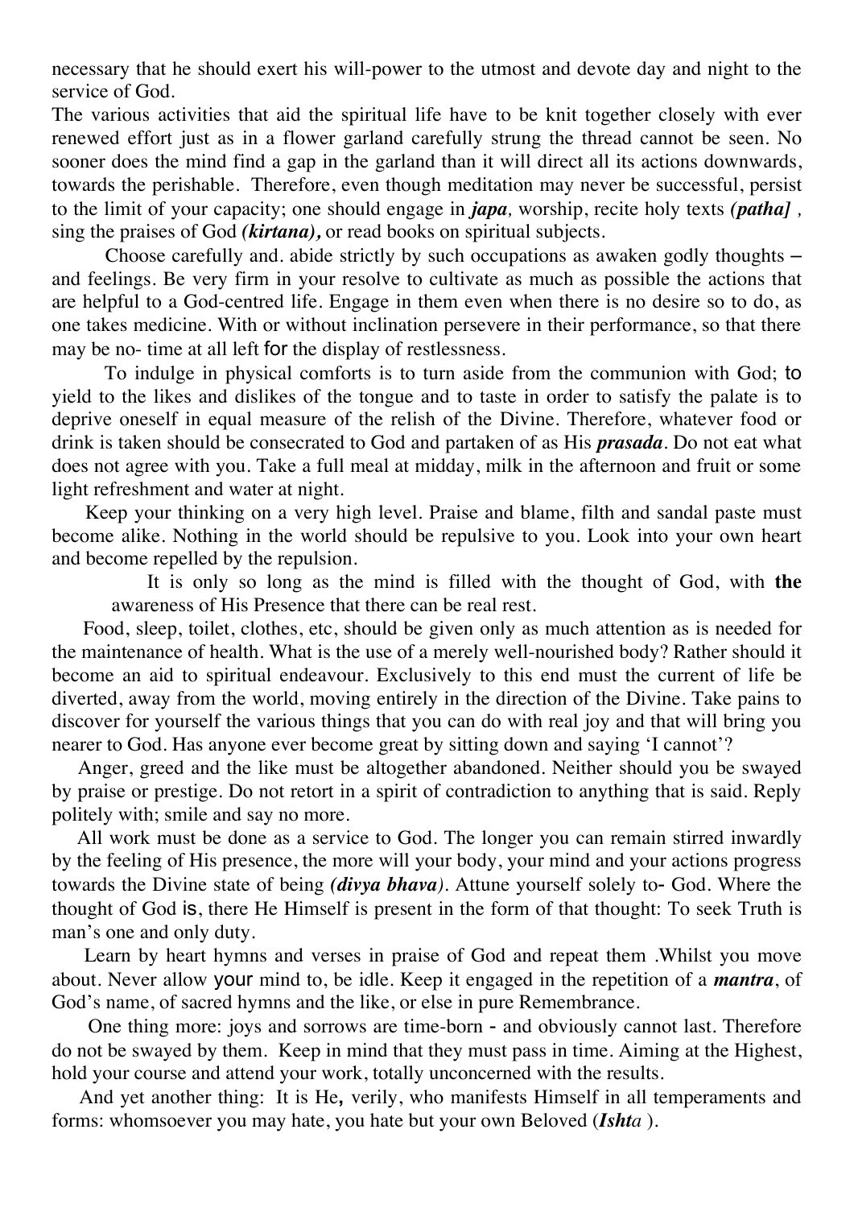necessary that he should exert his will-power to the utmost and devote day and night to the service of God.

The various activities that aid the spiritual life have to be knit together closely with ever renewed effort just as in a flower garland carefully strung the thread cannot be seen. No sooner does the mind find a gap in the garland than it will direct all its actions downwards, towards the perishable. Therefore, even though meditation may never be successful, persist to the limit of your capacity; one should engage in ***japa,*** worship, recite holy texts ***(patha] ,*** sing the praises of God ***(kirtana),*** or read books on spiritual subjects.

Choose carefully and. abide strictly by such occupations as awaken godly thoughts – and feelings. Be very firm in your resolve to cultivate as much as possible the actions that are helpful to a God-centred life. Engage in them even when there is no desire so to do, as one takes medicine. With or without inclination persevere in their performance, so that there may be no- time at all left for the display of restlessness.

To indulge in physical comforts is to turn aside from the communion with God; to yield to the likes and dislikes of the tongue and to taste in order to satisfy the palate is to deprive oneself in equal measure of the relish of the Divine. Therefore, whatever food or drink is taken should be consecrated to God and partaken of as His ***prasada***. Do not eat what does not agree with you. Take a full meal at midday, milk in the afternoon and fruit or some light refreshment and water at night.

Keep your thinking on a very high level. Praise and blame, filth and sandal paste must become alike. Nothing in the world should be repulsive to you. Look into your own heart and become repelled by the repulsion.

> It is only so long as the mind is filled with the thought of God, with **the** awareness of His Presence that there can be real rest.

Food, sleep, toilet, clothes, etc, should be given only as much attention as is needed for the maintenance of health. What is the use of a merely well-nourished body? Rather should it become an aid to spiritual endeavour. Exclusively to this end must the current of life be diverted, away from the world, moving entirely in the direction of the Divine. Take pains to discover for yourself the various things that you can do with real joy and that will bring you nearer to God. Has anyone ever become great by sitting down and saying 'I cannot'?

Anger, greed and the like must be altogether abandoned. Neither should you be swayed by praise or prestige. Do not retort in a spirit of contradiction to anything that is said. Reply politely with; smile and say no more.

All work must be done as a service to God. The longer you can remain stirred inwardly by the feeling of His presence, the more will your body, your mind and your actions progress towards the Divine state of being ***(divya bhava)***. Attune yourself solely to- God. Where the thought of God is, there He Himself is present in the form of that thought: To seek Truth is man's one and only duty.

Learn by heart hymns and verses in praise of God and repeat them .Whilst you move about. Never allow your mind to, be idle. Keep it engaged in the repetition of a ***mantra***, of God's name, of sacred hymns and the like, or else in pure Remembrance.

One thing more: joys and sorrows are time-born - and obviously cannot last. Therefore do not be swayed by them. Keep in mind that they must pass in time. Aiming at the Highest, hold your course and attend your work, totally unconcerned with the results.

And yet another thing: It is He**,** verily, who manifests Himself in all temperaments and forms: whomsoever you may hate, you hate but your own Beloved (***Ishta*** ).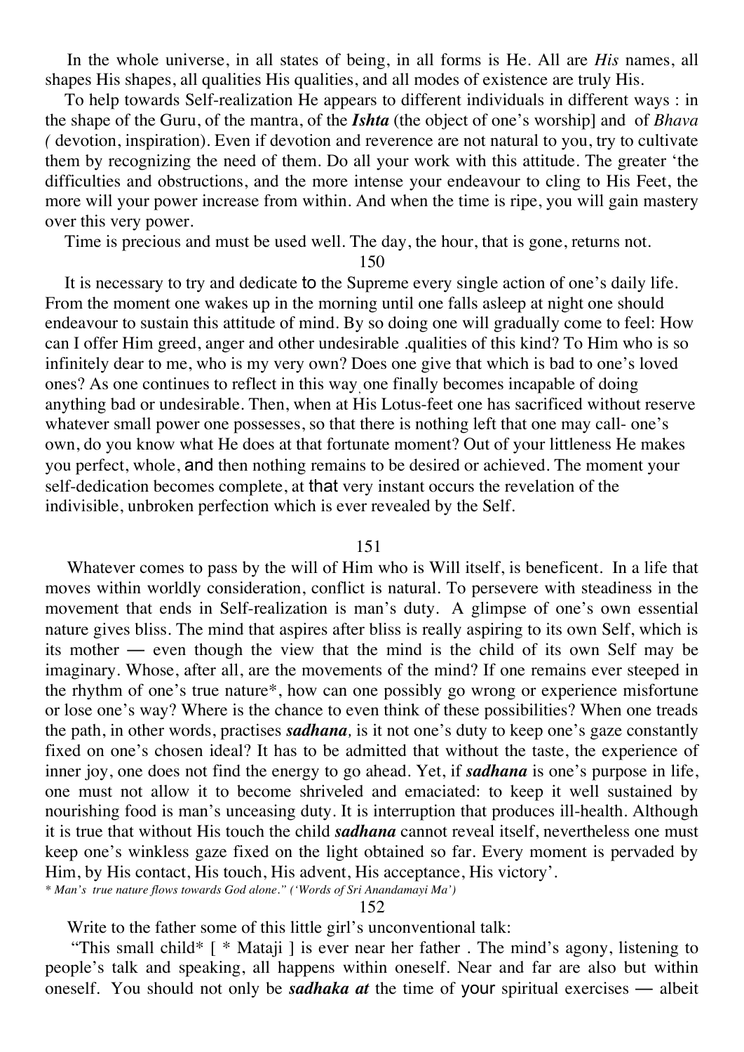In the whole universe, in all states of being, in all forms is He. All are *His* names, all shapes His shapes, all qualities His qualities, and all modes of existence are truly His.

To help towards Self-realization He appears to different individuals in different ways : in the shape of the Guru, of the mantra, of the ***Ishta*** (the object of one's worship] and of *Bhava (* devotion, inspiration). Even if devotion and reverence are not natural to you, try to cultivate them by recognizing the need of them. Do all your work with this attitude. The greater 'the difficulties and obstructions, and the more intense your endeavour to cling to His Feet, the more will your power increase from within. And when the time is ripe, you will gain mastery over this very power.

Time is precious and must be used well. The day, the hour, that is gone, returns not.

150

It is necessary to try and dedicate to the Supreme every single action of one's daily life. From the moment one wakes up in the morning until one falls asleep at night one should endeavour to sustain this attitude of mind. By so doing one will gradually come to feel: How can I offer Him greed, anger and other undesirable .qualities of this kind? To Him who is so infinitely dear to me, who is my very own? Does one give that which is bad to one's loved ones? As one continues to reflect in this way, one finally becomes incapable of doing anything bad or undesirable. Then, when at His Lotus-feet one has sacrificed without reserve whatever small power one possesses, so that there is nothing left that one may call- one's own, do you know what He does at that fortunate moment? Out of your littleness He makes you perfect, whole, and then nothing remains to be desired or achieved. The moment your self-dedication becomes complete, at that very instant occurs the revelation of the indivisible, unbroken perfection which is ever revealed by the Self.

151

Whatever comes to pass by the will of Him who is Will itself, is beneficent. In a life that moves within worldly consideration, conflict is natural. To persevere with steadiness in the movement that ends in Self-realization is man's duty. A glimpse of one's own essential nature gives bliss. The mind that aspires after bliss is really aspiring to its own Self, which is its mother — even though the view that the mind is the child of its own Self may be imaginary. Whose, after all, are the movements of the mind? If one remains ever steeped in the rhythm of one's true nature*, how can one possibly go wrong or experience misfortune or lose one's way? Where is the chance to even think of these possibilities? When one treads the path, in other words, practises ***sadhana,*** is it not one's duty to keep one's gaze constantly fixed on one's chosen ideal? It has to be admitted that without the taste, the experience of inner joy, one does not find the energy to go ahead. Yet, if ***sadhana*** is one's purpose in life, one must not allow it to become shriveled and emaciated: to keep it well sustained by nourishing food is man's unceasing duty. It is interruption that produces ill-health. Although it is true that without His touch the child ***sadhana*** cannot reveal itself, nevertheless one must keep one's winkless gaze fixed on the light obtained so far. Every moment is pervaded by Him, by His contact, His touch, His advent, His acceptance, His victory'.

*\* Man's true nature flows towards God alone." ('Words of Sri Anandamayi Ma')*

152

Write to the father some of this little girl's unconventional talk:

"This small child* [ * Mataji ] is ever near her father . The mind's agony, listening to people's talk and speaking, all happens within oneself. Near and far are also but within oneself. You should not only be ***sadhaka at*** the time of your spiritual exercises — albeit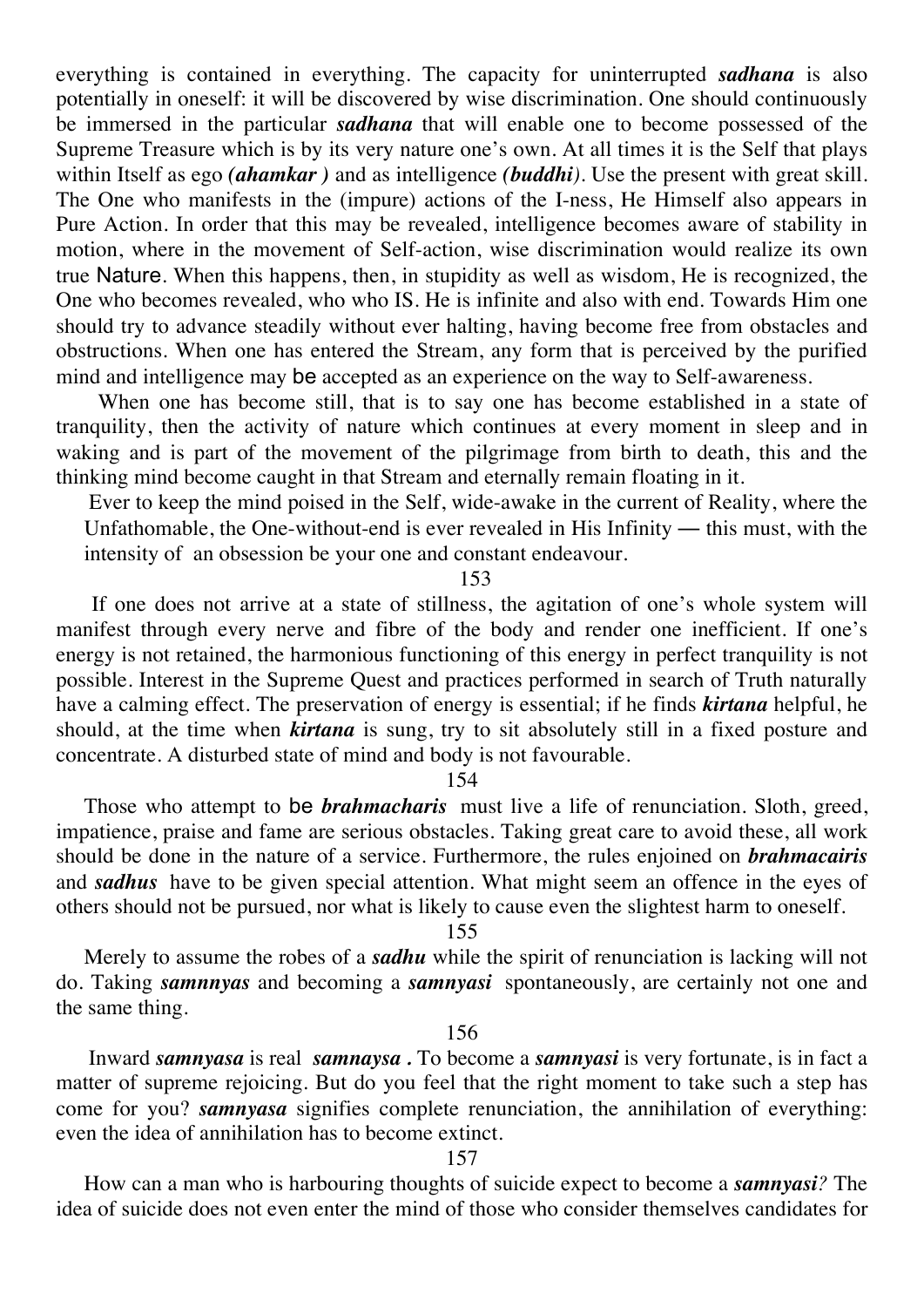everything is contained in everything. The capacity for uninterrupted ***sadhana*** is also potentially in oneself: it will be discovered by wise discrimination. One should continuously be immersed in the particular ***sadhana*** that will enable one to become possessed of the Supreme Treasure which is by its very nature one's own. At all times it is the Self that plays within Itself as ego ***(ahamkar )*** and as intelligence ***(buddhi)***. Use the present with great skill. The One who manifests in the (impure) actions of the I-ness, He Himself also appears in Pure Action. In order that this may be revealed, intelligence becomes aware of stability in motion, where in the movement of Self-action, wise discrimination would realize its own true Nature. When this happens, then, in stupidity as well as wisdom, He is recognized, the One who becomes revealed, who who IS. He is infinite and also with end. Towards Him one should try to advance steadily without ever halting, having become free from obstacles and obstructions. When one has entered the Stream, any form that is perceived by the purified mind and intelligence may be accepted as an experience on the way to Self-awareness.

When one has become still, that is to say one has become established in a state of tranquility, then the activity of nature which continues at every moment in sleep and in waking and is part of the movement of the pilgrimage from birth to death, this and the thinking mind become caught in that Stream and eternally remain floating in it.

Ever to keep the mind poised in the Self, wide-awake in the current of Reality, where the Unfathomable, the One-without-end is ever revealed in His Infinity — this must, with the intensity of an obsession be your one and constant endeavour.

153

If one does not arrive at a state of stillness, the agitation of one's whole system will manifest through every nerve and fibre of the body and render one inefficient. If one's energy is not retained, the harmonious functioning of this energy in perfect tranquility is not possible. Interest in the Supreme Quest and practices performed in search of Truth naturally have a calming effect. The preservation of energy is essential; if he finds ***kirtana*** helpful, he should, at the time when ***kirtana*** is sung, try to sit absolutely still in a fixed posture and concentrate. A disturbed state of mind and body is not favourable.

154

Those who attempt to be ***brahmacharis*** must live a life of renunciation. Sloth, greed, impatience, praise and fame are serious obstacles. Taking great care to avoid these, all work should be done in the nature of a service. Furthermore, the rules enjoined on ***brahmacairis*** and ***sadhus*** have to be given special attention. What might seem an offence in the eyes of others should not be pursued, nor what is likely to cause even the slightest harm to oneself.

155

Merely to assume the robes of a ***sadhu*** while the spirit of renunciation is lacking will not do. Taking ***samnnyas*** and becoming a ***samnyasi*** spontaneously, are certainly not one and the same thing.

156

Inward ***samnyasa*** is real ***samnaysa .*** To become a ***samnyasi*** is very fortunate, is in fact a matter of supreme rejoicing. But do you feel that the right moment to take such a step has come for you? ***samnyasa*** signifies complete renunciation, the annihilation of everything: even the idea of annihilation has to become extinct.

157

How can a man who is harbouring thoughts of suicide expect to become a ***samnyasi?*** The idea of suicide does not even enter the mind of those who consider themselves candidates for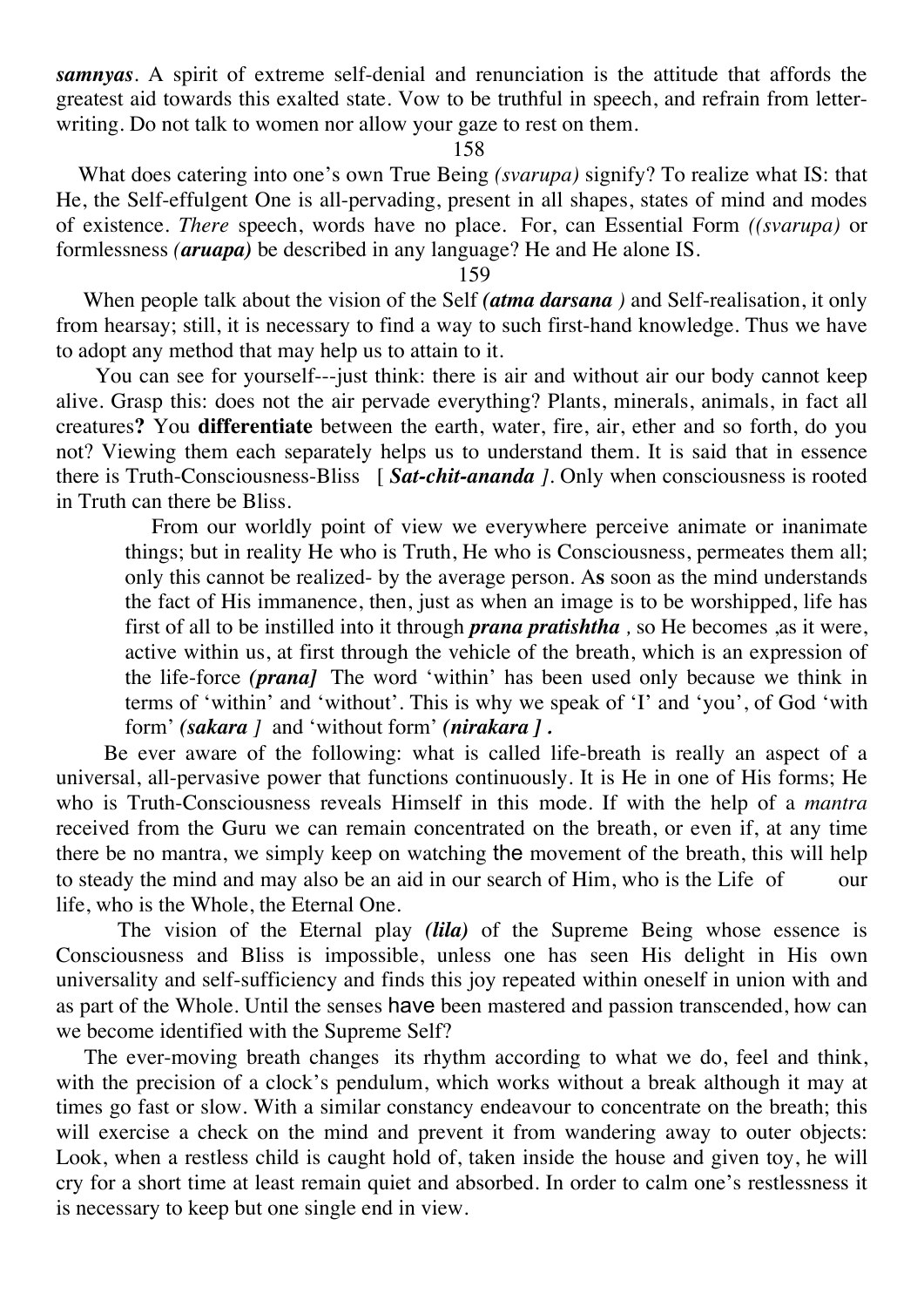***samnyas***. A spirit of extreme self-denial and renunciation is the attitude that affords the greatest aid towards this exalted state. Vow to be truthful in speech, and refrain from letter-writing. Do not talk to women nor allow your gaze to rest on them.

158

What does catering into one's own True Being *(svarupa)* signify? To realize what IS: that He, the Self-effulgent One is all-pervading, present in all shapes, states of mind and modes of existence. *There* speech, words have no place. For, can Essential Form *((svarupa)* or formlessness ***(aruapa)*** be described in any language? He and He alone IS.

159

When people talk about the vision of the Self ***(atma darsana )*** and Self-realisation, it only from hearsay; still, it is necessary to find a way to such first-hand knowledge. Thus we have to adopt any method that may help us to attain to it.

You can see for yourself---just think: there is air and without air our body cannot keep alive. Grasp this: does not the air pervade everything? Plants, minerals, animals, in fact all creatures**?** You **differentiate** between the earth, water, fire, air, ether and so forth, do you not? Viewing them each separately helps us to understand them. It is said that in essence there is Truth-Consciousness-Bliss [ ***Sat-chit-ananda*** *]*. Only when consciousness is rooted in Truth can there be Bliss.

> From our worldly point of view we everywhere perceive animate or inanimate things; but in reality He who is Truth, He who is Consciousness, permeates them all; only this cannot be realized- by the average person. A**s** soon as the mind understands the fact of His immanence, then, just as when an image is to be worshipped, life has first of all to be instilled into it through ***prana pratishtha*** *,* so He becomes ,as it were, active within us, at first through the vehicle of the breath, which is an expression of the life-force ***(prana]*** The word 'within' has been used only because we think in terms of 'within' and 'without'. This is why we speak of 'I' and 'you', of God 'with form' ***(sakara*** *]* and 'without form' ***(nirakara ] .***

Be ever aware of the following: what is called life-breath is really an aspect of a universal, all-pervasive power that functions continuously. It is He in one of His forms; He who is Truth-Consciousness reveals Himself in this mode. If with the help of a *mantra* received from the Guru we can remain concentrated on the breath, or even if, at any time there be no mantra, we simply keep on watching the movement of the breath, this will help to steady the mind and may also be an aid in our search of Him, who is the Life of our life, who is the Whole, the Eternal One.

The vision of the Eternal play ***(lila)*** of the Supreme Being whose essence is Consciousness and Bliss is impossible, unless one has seen His delight in His own universality and self-sufficiency and finds this joy repeated within oneself in union with and as part of the Whole. Until the senses have been mastered and passion transcended, how can we become identified with the Supreme Self?

The ever-moving breath changes its rhythm according to what we do, feel and think, with the precision of a clock's pendulum, which works without a break although it may at times go fast or slow. With a similar constancy endeavour to concentrate on the breath; this will exercise a check on the mind and prevent it from wandering away to outer objects: Look, when a restless child is caught hold of, taken inside the house and given toy, he will cry for a short time at least remain quiet and absorbed. In order to calm one's restlessness it is necessary to keep but one single end in view.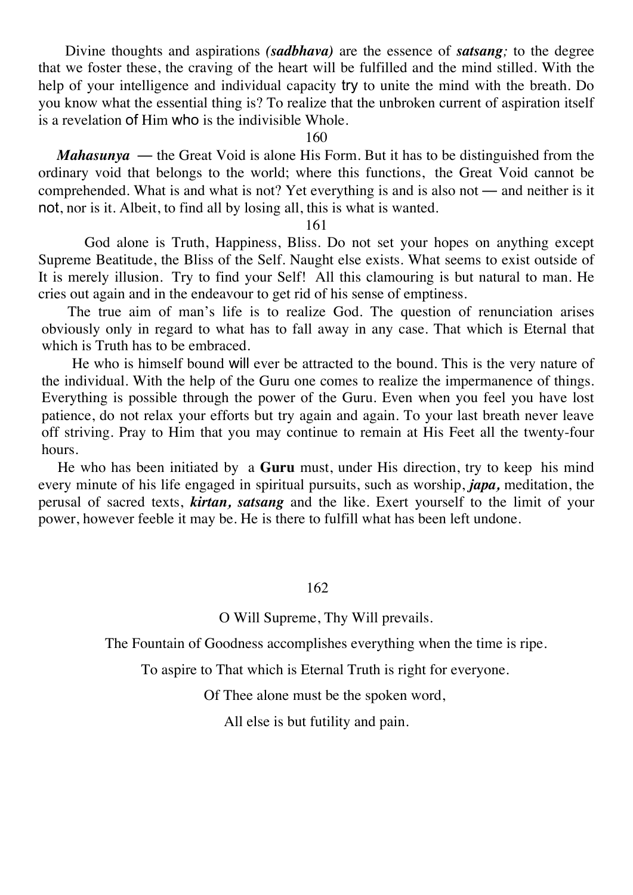Divine thoughts and aspirations ***(sadbhava)*** are the essence of ***satsang;*** to the degree that we foster these, the craving of the heart will be fulfilled and the mind stilled. With the help of your intelligence and individual capacity try to unite the mind with the breath. Do you know what the essential thing is? To realize that the unbroken current of aspiration itself is a revelation of Him who is the indivisible Whole.

160

***Mahasunya*** — the Great Void is alone His Form. But it has to be distinguished from the ordinary void that belongs to the world; where this functions, the Great Void cannot be comprehended. What is and what is not? Yet everything is and is also not — and neither is it not, nor is it. Albeit, to find all by losing all, this is what is wanted.

161

God alone is Truth, Happiness, Bliss. Do not set your hopes on anything except Supreme Beatitude, the Bliss of the Self. Naught else exists. What seems to exist outside of It is merely illusion. Try to find your Self! All this clamouring is but natural to man. He cries out again and in the endeavour to get rid of his sense of emptiness.

The true aim of man's life is to realize God. The question of renunciation arises obviously only in regard to what has to fall away in any case. That which is Eternal that which is Truth has to be embraced.

He who is himself bound will ever be attracted to the bound. This is the very nature of the individual. With the help of the Guru one comes to realize the impermanence of things. Everything is possible through the power of the Guru. Even when you feel you have lost patience, do not relax your efforts but try again and again. To your last breath never leave off striving. Pray to Him that you may continue to remain at His Feet all the twenty-four hours.

He who has been initiated by a **Guru** must, under His direction, try to keep his mind every minute of his life engaged in spiritual pursuits, such as worship, ***japa,*** meditation, the perusal of sacred texts, ***kirtan, satsang*** and the like. Exert yourself to the limit of your power, however feeble it may be. He is there to fulfill what has been left undone.

162

O Will Supreme, Thy Will prevails.

The Fountain of Goodness accomplishes everything when the time is ripe.

To aspire to That which is Eternal Truth is right for everyone.

Of Thee alone must be the spoken word,

All else is but futility and pain.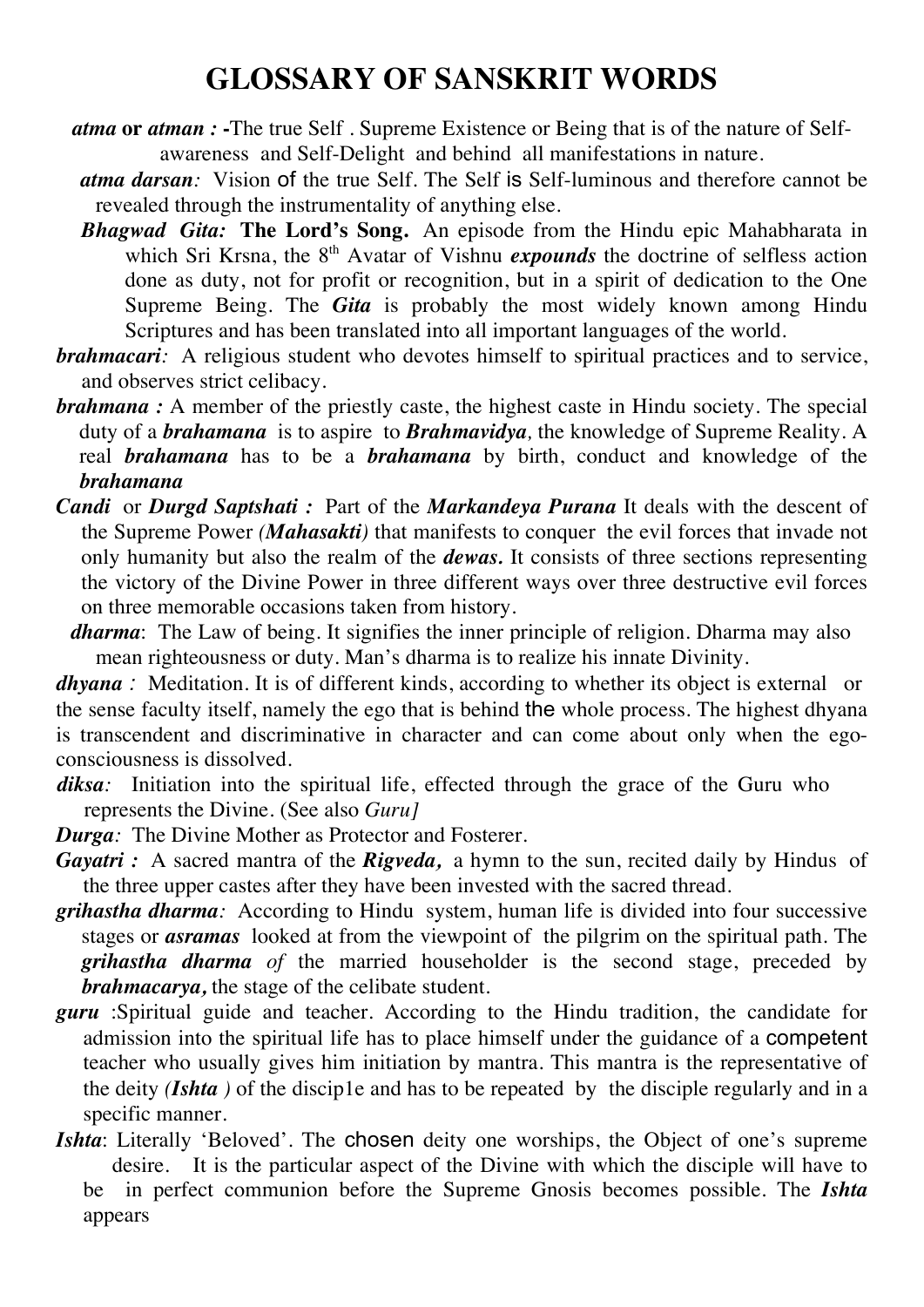# GLOSSARY OF SANSKRIT WORDS

***atma* or *atman* :** -The true Self . Supreme Existence or Being that is of the nature of Self-awareness and Self-Delight and behind all manifestations in nature.

***atma darsan**:* Vision of the true Self. The Self is Self-luminous and therefore cannot be revealed through the instrumentality of anything else.

***Bhagwad Gita:*** **The Lord's Song.** An episode from the Hindu epic Mahabharata in which Sri Krsna, the 8th Avatar of Vishnu ***expounds*** the doctrine of selfless action done as duty, not for profit or recognition, but in a spirit of dedication to the One Supreme Being. The ***Gita*** is probably the most widely known among Hindu Scriptures and has been translated into all important languages of the world.

***brahmacari**:* A religious student who devotes himself to spiritual practices and to service, and observes strict celibacy.

***brahmana :*** A member of the priestly caste, the highest caste in Hindu society. The special duty of a ***brahamana*** is to aspire to ***Brahmavidya***, the knowledge of Supreme Reality. A real ***brahamana*** has to be a ***brahamana*** by birth, conduct and knowledge of the ***brahamana***

***Candi*** or ***Durgd Saptshati :*** Part of the ***Markandeya Purana*** It deals with the descent of the Supreme Power ***(Mahasakti)*** that manifests to conquer the evil forces that invade not only humanity but also the realm of the ***dewas.*** It consists of three sections representing the victory of the Divine Power in three different ways over three destructive evil forces on three memorable occasions taken from history.

***dharma***: The Law of being. It signifies the inner principle of religion. Dharma may also mean righteousness or duty. Man's dharma is to realize his innate Divinity.

***dhyana** :* Meditation. It is of different kinds, according to whether its object is external or the sense faculty itself, namely the ego that is behind the whole process. The highest dhyana is transcendent and discriminative in character and can come about only when the ego-consciousness is dissolved.

***diksa**:* Initiation into the spiritual life, effected through the grace of the Guru who represents the Divine. (See also *Guru]*

***Durga**:* The Divine Mother as Protector and Fosterer.

***Gayatri :*** A sacred mantra of the ***Rigveda,*** a hymn to the sun, recited daily by Hindus of the three upper castes after they have been invested with the sacred thread.

***grihastha dharma**:* According to Hindu system, human life is divided into four successive stages or ***asramas*** looked at from the viewpoint of the pilgrim on the spiritual path. The ***grihastha dharma*** *of* the married householder is the second stage, preceded by ***brahmacarya,*** the stage of the celibate student.

***guru*** :Spiritual guide and teacher. According to the Hindu tradition, the candidate for admission into the spiritual life has to place himself under the guidance of a competent teacher who usually gives him initiation by mantra. This mantra is the representative of the deity ***(Ishta )*** of the discip1e and has to be repeated by the disciple regularly and in a specific manner.

***Ishta***: Literally 'Beloved'. The chosen deity one worships, the Object of one's supreme desire. It is the particular aspect of the Divine with which the disciple will have to be in perfect communion before the Supreme Gnosis becomes possible. The ***Ishta*** appears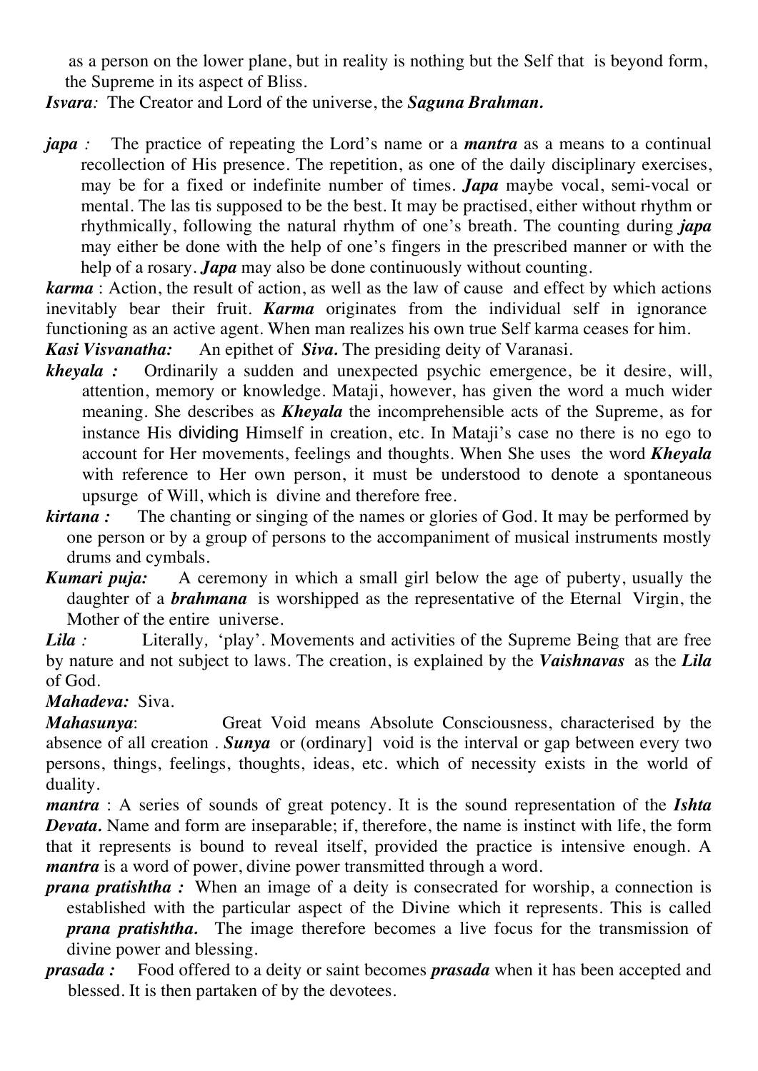as a person on the lower plane, but in reality is nothing but the Self that is beyond form, the Supreme in its aspect of Bliss.

***Isvara**:* The Creator and Lord of the universe, the ***Saguna Brahman.***

***japa** :* The practice of repeating the Lord's name or a ***mantra*** as a means to a continual recollection of His presence. The repetition, as one of the daily disciplinary exercises, may be for a fixed or indefinite number of times. ***Japa*** maybe vocal, semi-vocal or mental. The las tis supposed to be the best. It may be practised, either without rhythm or rhythmically, following the natural rhythm of one's breath. The counting during ***japa*** may either be done with the help of one's fingers in the prescribed manner or with the help of a rosary. ***Japa*** may also be done continuously without counting.

***karma*** : Action, the result of action, as well as the law of cause and effect by which actions inevitably bear their fruit. ***Karma*** originates from the individual self in ignorance functioning as an active agent. When man realizes his own true Self karma ceases for him.

***Kasi Visvanatha:*** An epithet of ***Siva.*** The presiding deity of Varanasi.

***kheyala :*** Ordinarily a sudden and unexpected psychic emergence, be it desire, will, attention, memory or knowledge. Mataji, however, has given the word a much wider meaning. She describes as ***Kheyala*** the incomprehensible acts of the Supreme, as for instance His dividing Himself in creation, etc. In Mataji's case no there is no ego to account for Her movements, feelings and thoughts. When She uses the word ***Kheyala*** with reference to Her own person, it must be understood to denote a spontaneous upsurge of Will, which is divine and therefore free.

***kirtana :*** The chanting or singing of the names or glories of God. It may be performed by one person or by a group of persons to the accompaniment of musical instruments mostly drums and cymbals.

***Kumari puja:*** A ceremony in which a small girl below the age of puberty, usually the daughter of a ***brahmana*** is worshipped as the representative of the Eternal Virgin, the Mother of the entire universe.

***Lila** :* Literally*,* 'play'. Movements and activities of the Supreme Being that are free by nature and not subject to laws. The creation, is explained by the ***Vaishnavas*** as the ***Lila*** of God.

***Mahadeva:*** Siva.

***Mahasunya***: Great Void means Absolute Consciousness, characterised by the absence of all creation . ***Sunya*** or (ordinary] void is the interval or gap between every two persons, things, feelings, thoughts, ideas, etc. which of necessity exists in the world of duality.

***mantra*** : A series of sounds of great potency. It is the sound representation of the ***Ishta Devata.*** Name and form are inseparable; if, therefore, the name is instinct with life, the form that it represents is bound to reveal itself, provided the practice is intensive enough. A ***mantra*** is a word of power, divine power transmitted through a word.

***prana pratishtha :*** When an image of a deity is consecrated for worship, a connection is established with the particular aspect of the Divine which it represents. This is called ***prana pratishtha.*** The image therefore becomes a live focus for the transmission of divine power and blessing.

***prasada :*** Food offered to a deity or saint becomes ***prasada*** when it has been accepted and blessed. It is then partaken of by the devotees.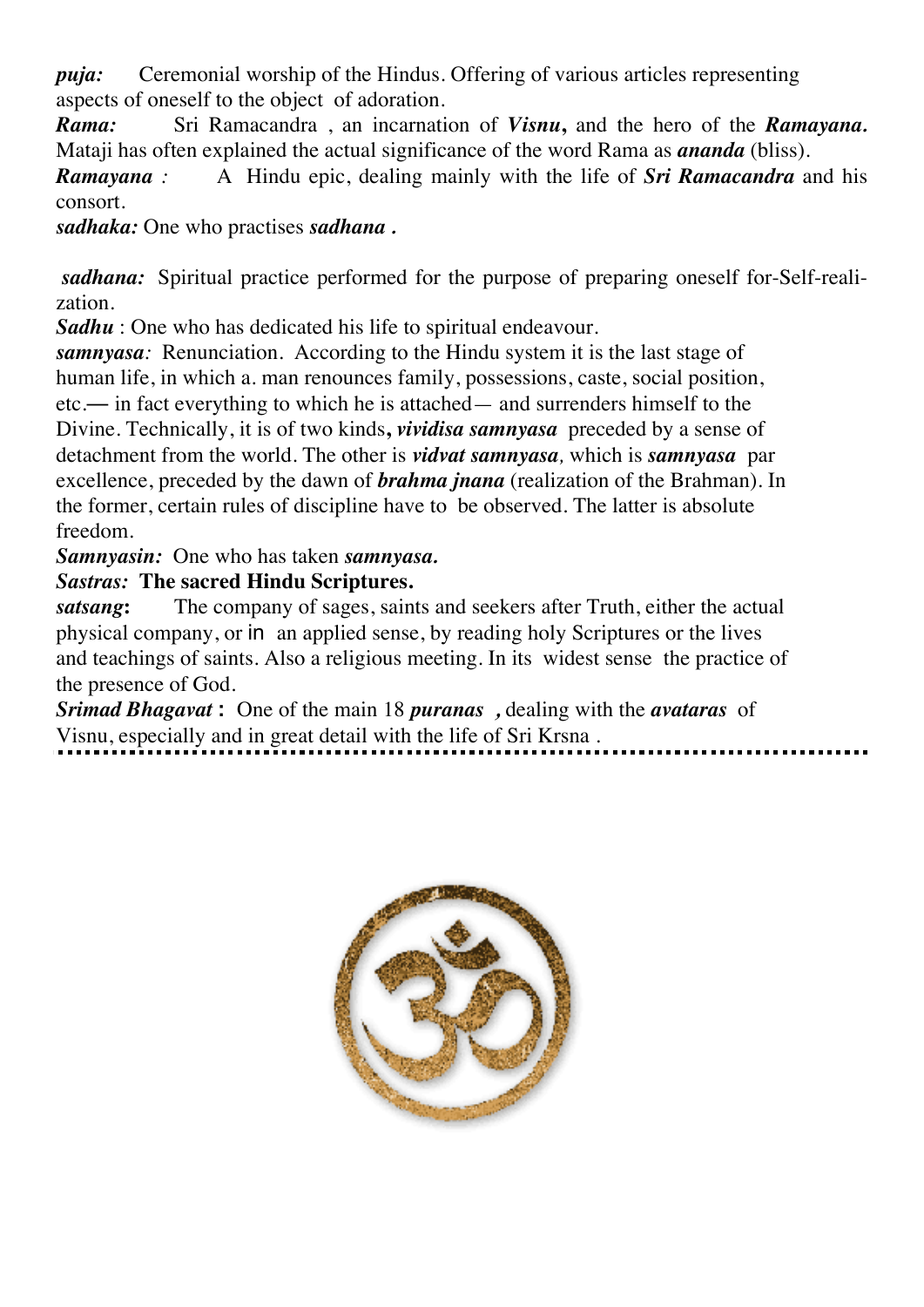***puja:*** Ceremonial worship of the Hindus. Offering of various articles representing aspects of oneself to the object of adoration.

***Rama:*** Sri Ramacandra , an incarnation of ***Visnu***, and the hero of the ***Ramayana.*** Mataji has often explained the actual significance of the word Rama as ***ananda*** (bliss).

***Ramayana*** *:* A Hindu epic, dealing mainly with the life of ***Sri Ramacandra*** and his consort.

***sadhaka:*** One who practises ***sadhana .***

***sadhana:*** Spiritual practice performed for the purpose of preparing oneself for-Self-realization.

***Sadhu*** : One who has dedicated his life to spiritual endeavour.

***samnyasa****:* Renunciation. According to the Hindu system it is the last stage of human life, in which a. man renounces family, possessions, caste, social position, etc.— in fact everything to which he is attached— and surrenders himself to the Divine. Technically, it is of two kinds**,** ***vividisa samnyasa*** preceded by a sense of detachment from the world. The other is ***vidvat samnyasa****,* which is ***samnyasa*** par excellence, preceded by the dawn of ***brahma jnana*** (realization of the Brahman). In the former, certain rules of discipline have to be observed. The latter is absolute freedom.

***Samnyasin:*** One who has taken ***samnyasa.***

***Sastras:*** **The sacred Hindu Scriptures.**

***satsang*****:** The company of sages, saints and seekers after Truth, either the actual physical company, or in an applied sense, by reading holy Scriptures or the lives and teachings of saints. Also a religious meeting. In its widest sense the practice of the presence of God.

***Srimad Bhagavat*** **:** One of the main 18 ***puranas*** ***,*** dealing with the ***avataras*** of Visnu, especially and in great detail with the life of Sri Krsna .